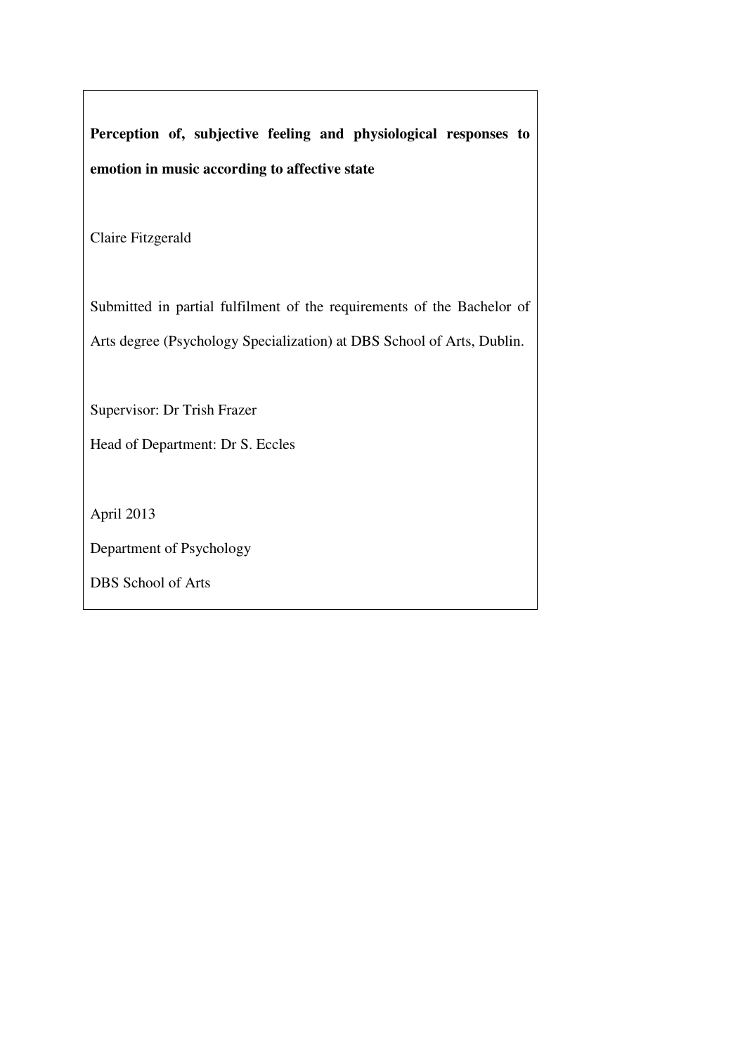**Perception of, subjective feeling and physiological responses to emotion in music according to affective state**

Claire Fitzgerald

Submitted in partial fulfilment of the requirements of the Bachelor of Arts degree (Psychology Specialization) at DBS School of Arts, Dublin.

Supervisor: Dr Trish Frazer

Head of Department: Dr S. Eccles

April 2013

Department of Psychology

DBS School of Arts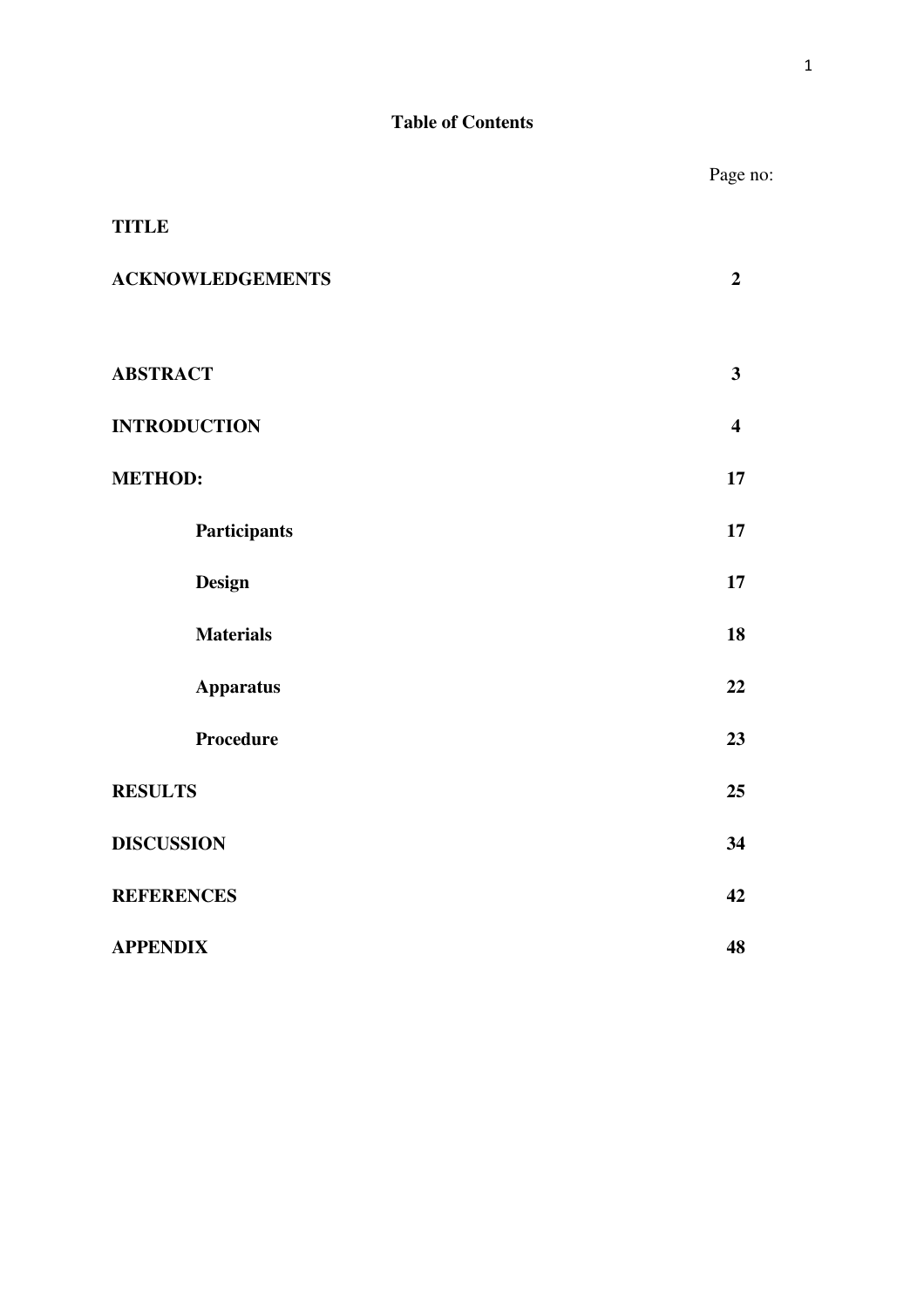## Table of Contents

| | Page no: |
|---|---|
| **TITLE** | |
| **ACKNOWLEDGEMENTS** | **2** |
| **ABSTRACT** | **3** |
| **INTRODUCTION** | **4** |
| **METHOD:** | **17** |
| **Participants** | **17** |
| **Design** | **17** |
| **Materials** | **18** |
| **Apparatus** | **22** |
| **Procedure** | **23** |
| **RESULTS** | **25** |
| **DISCUSSION** | **34** |
| **REFERENCES** | **42** |
| **APPENDIX** | **48** |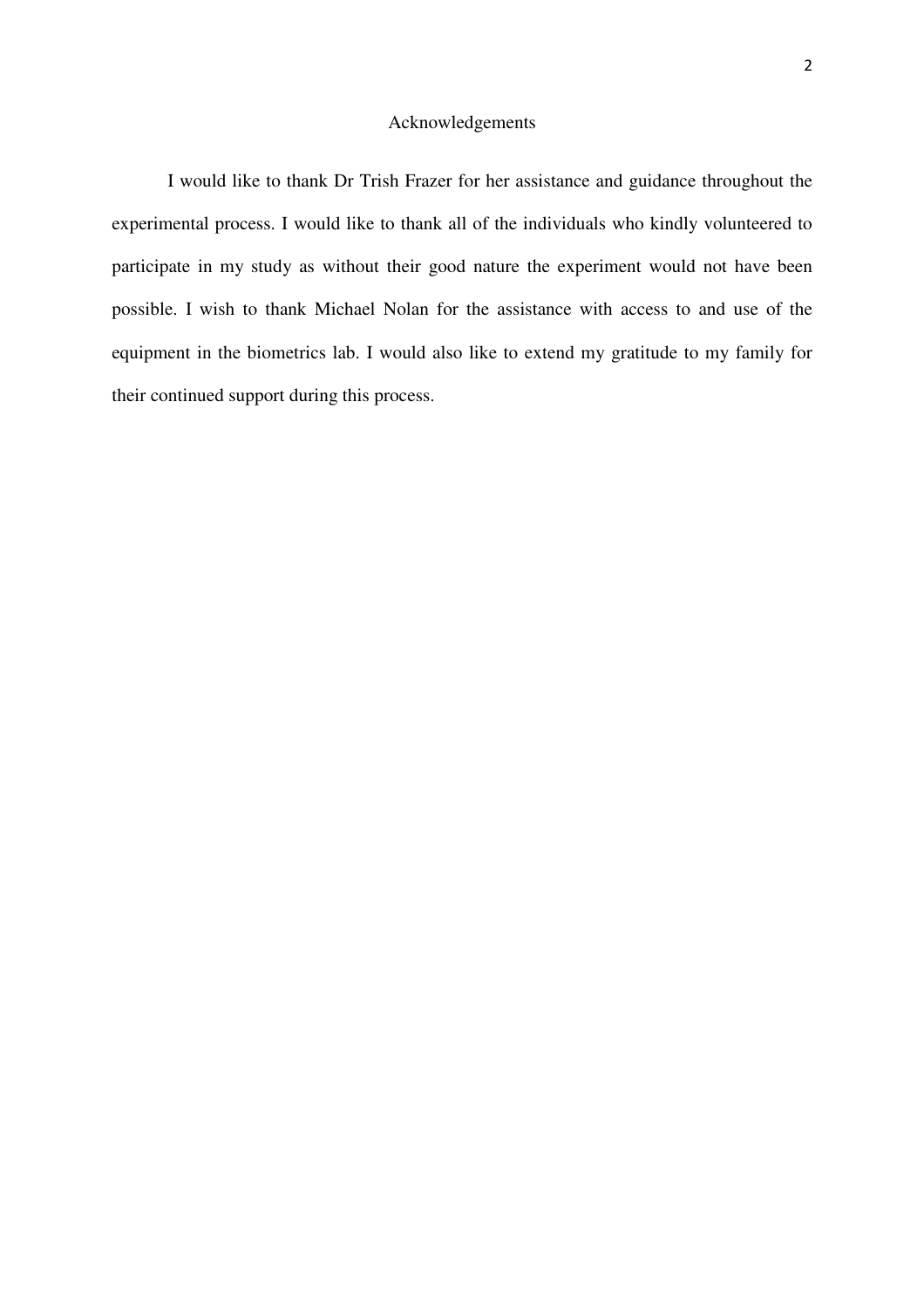## Acknowledgements

I would like to thank Dr Trish Frazer for her assistance and guidance throughout the experimental process. I would like to thank all of the individuals who kindly volunteered to participate in my study as without their good nature the experiment would not have been possible. I wish to thank Michael Nolan for the assistance with access to and use of the equipment in the biometrics lab. I would also like to extend my gratitude to my family for their continued support during this process.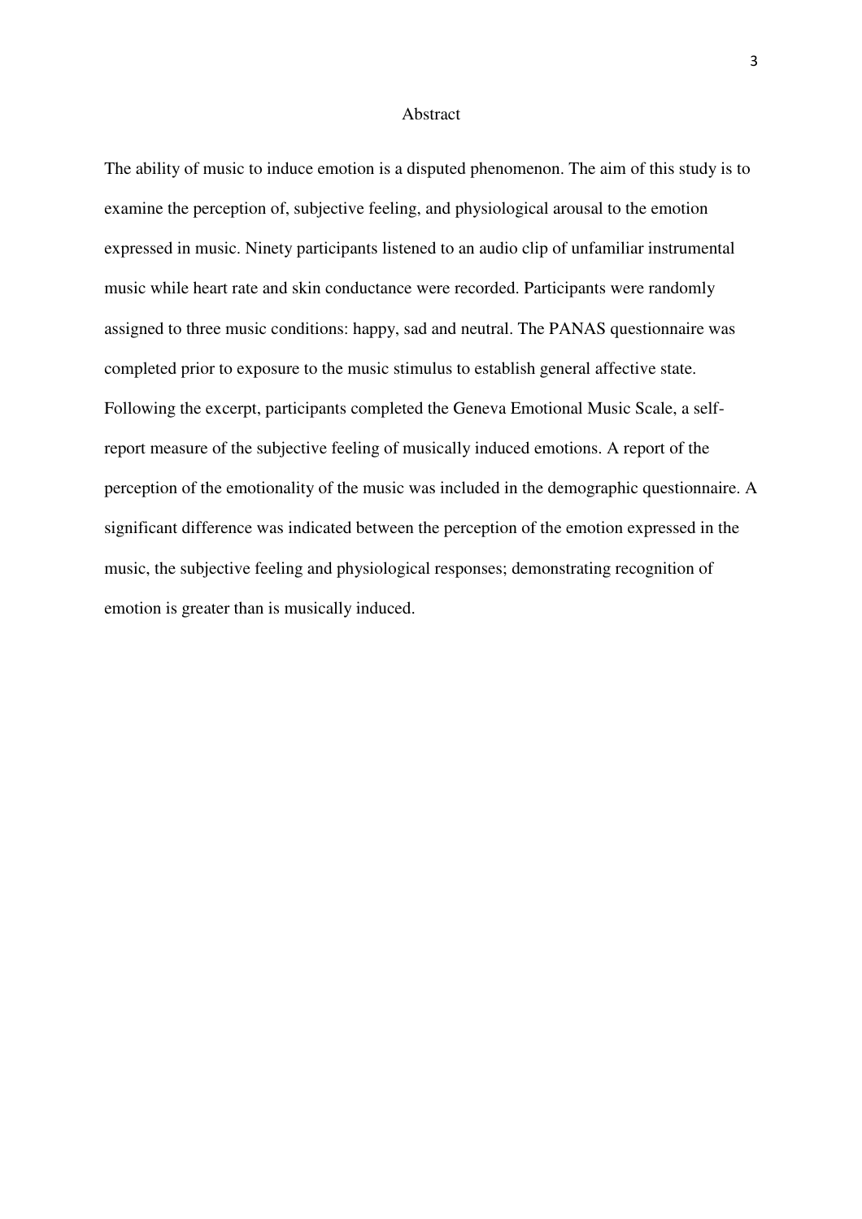# Abstract

The ability of music to induce emotion is a disputed phenomenon. The aim of this study is to examine the perception of, subjective feeling, and physiological arousal to the emotion expressed in music. Ninety participants listened to an audio clip of unfamiliar instrumental music while heart rate and skin conductance were recorded. Participants were randomly assigned to three music conditions: happy, sad and neutral. The PANAS questionnaire was completed prior to exposure to the music stimulus to establish general affective state. Following the excerpt, participants completed the Geneva Emotional Music Scale, a self-report measure of the subjective feeling of musically induced emotions. A report of the perception of the emotionality of the music was included in the demographic questionnaire. A significant difference was indicated between the perception of the emotion expressed in the music, the subjective feeling and physiological responses; demonstrating recognition of emotion is greater than is musically induced.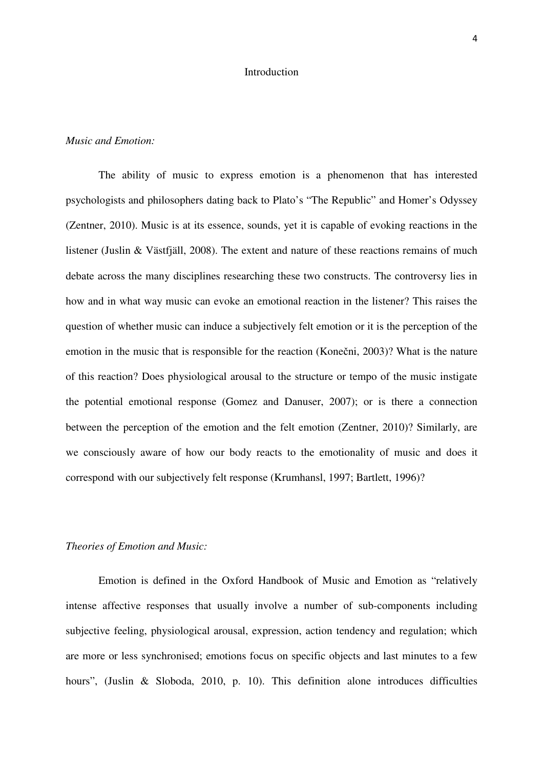# Introduction

*Music and Emotion:*

The ability of music to express emotion is a phenomenon that has interested psychologists and philosophers dating back to Plato's "The Republic" and Homer's Odyssey (Zentner, 2010). Music is at its essence, sounds, yet it is capable of evoking reactions in the listener (Juslin & Västfjäll, 2008). The extent and nature of these reactions remains of much debate across the many disciplines researching these two constructs. The controversy lies in how and in what way music can evoke an emotional reaction in the listener? This raises the question of whether music can induce a subjectively felt emotion or it is the perception of the emotion in the music that is responsible for the reaction (Konečni, 2003)? What is the nature of this reaction? Does physiological arousal to the structure or tempo of the music instigate the potential emotional response (Gomez and Danuser, 2007); or is there a connection between the perception of the emotion and the felt emotion (Zentner, 2010)? Similarly, are we consciously aware of how our body reacts to the emotionality of music and does it correspond with our subjectively felt response (Krumhansl, 1997; Bartlett, 1996)?

*Theories of Emotion and Music:*

Emotion is defined in the Oxford Handbook of Music and Emotion as "relatively intense affective responses that usually involve a number of sub-components including subjective feeling, physiological arousal, expression, action tendency and regulation; which are more or less synchronised; emotions focus on specific objects and last minutes to a few hours", (Juslin & Sloboda, 2010, p. 10). This definition alone introduces difficulties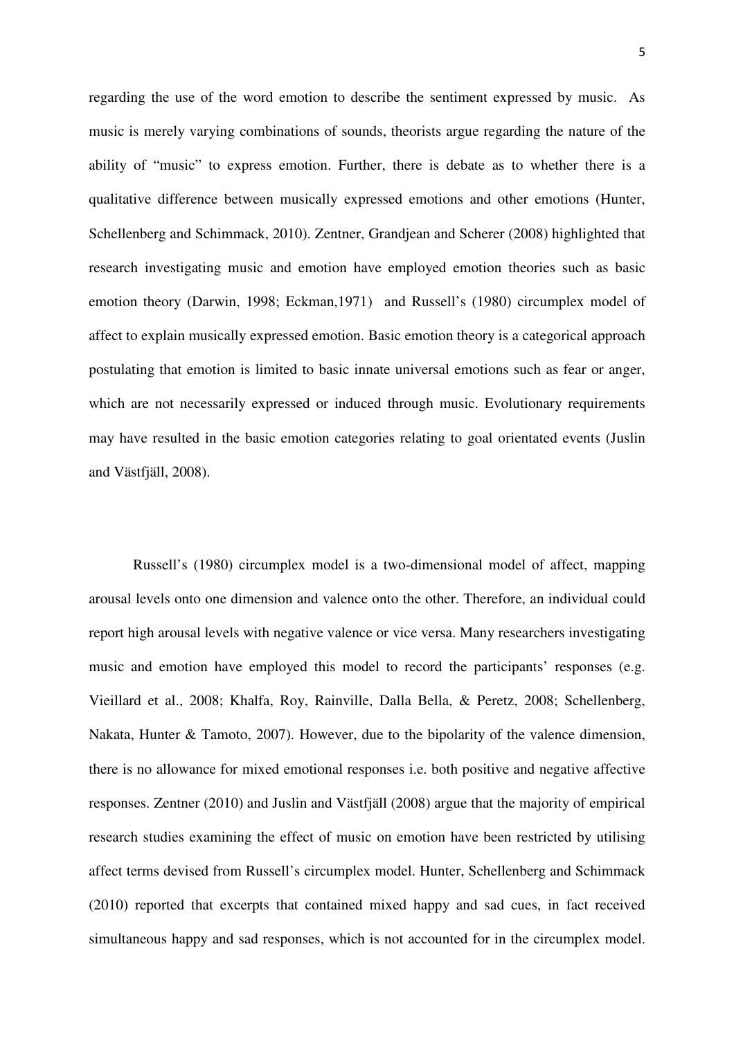regarding the use of the word emotion to describe the sentiment expressed by music. As music is merely varying combinations of sounds, theorists argue regarding the nature of the ability of "music" to express emotion. Further, there is debate as to whether there is a qualitative difference between musically expressed emotions and other emotions (Hunter, Schellenberg and Schimmack, 2010). Zentner, Grandjean and Scherer (2008) highlighted that research investigating music and emotion have employed emotion theories such as basic emotion theory (Darwin, 1998; Eckman,1971) and Russell's (1980) circumplex model of affect to explain musically expressed emotion. Basic emotion theory is a categorical approach postulating that emotion is limited to basic innate universal emotions such as fear or anger, which are not necessarily expressed or induced through music. Evolutionary requirements may have resulted in the basic emotion categories relating to goal orientated events (Juslin and Västfjäll, 2008).

Russell's (1980) circumplex model is a two-dimensional model of affect, mapping arousal levels onto one dimension and valence onto the other. Therefore, an individual could report high arousal levels with negative valence or vice versa. Many researchers investigating music and emotion have employed this model to record the participants' responses (e.g. Vieillard et al., 2008; Khalfa, Roy, Rainville, Dalla Bella, & Peretz, 2008; Schellenberg, Nakata, Hunter & Tamoto, 2007). However, due to the bipolarity of the valence dimension, there is no allowance for mixed emotional responses i.e. both positive and negative affective responses. Zentner (2010) and Juslin and Västfjäll (2008) argue that the majority of empirical research studies examining the effect of music on emotion have been restricted by utilising affect terms devised from Russell's circumplex model. Hunter, Schellenberg and Schimmack (2010) reported that excerpts that contained mixed happy and sad cues, in fact received simultaneous happy and sad responses, which is not accounted for in the circumplex model.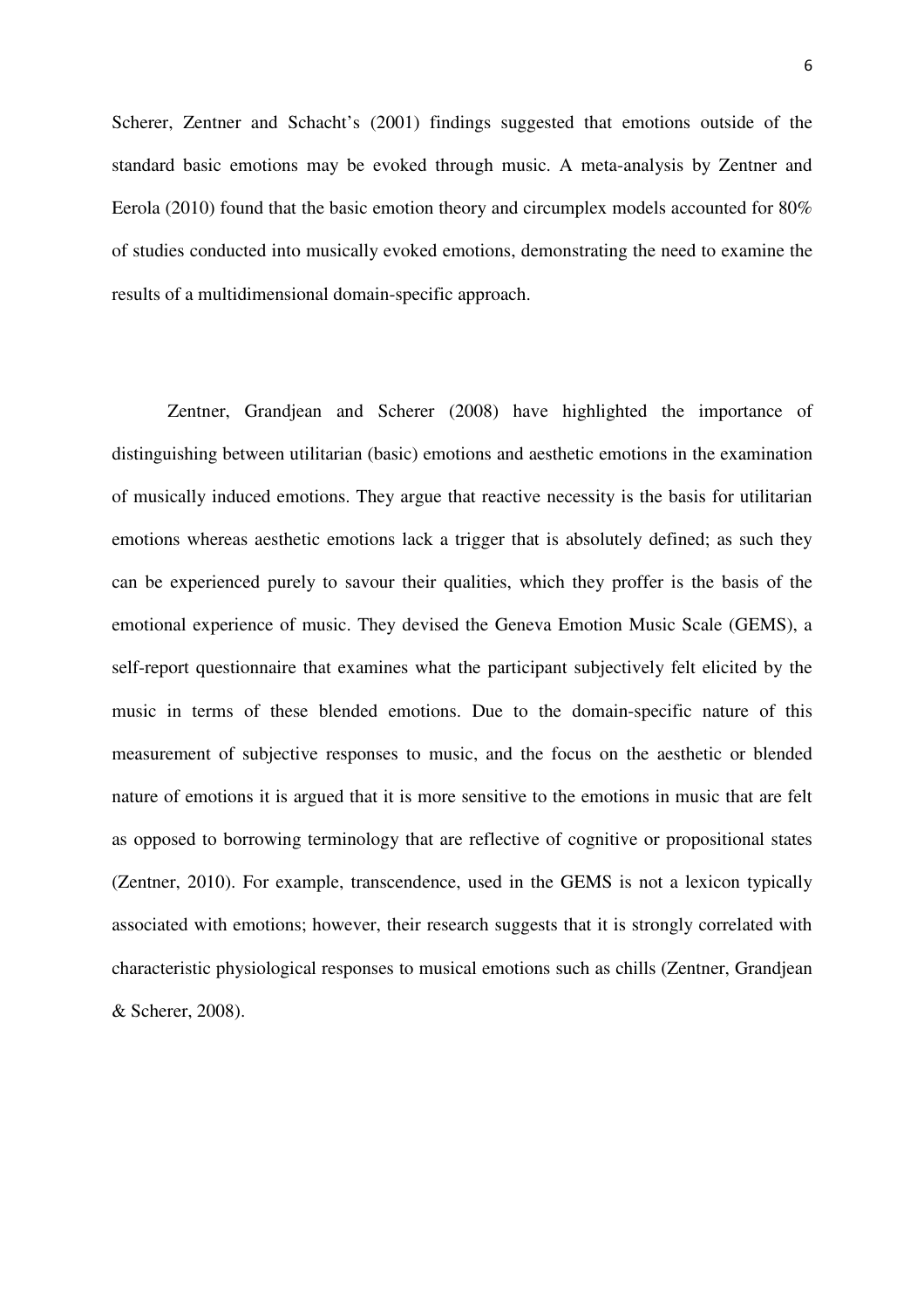Scherer, Zentner and Schacht's (2001) findings suggested that emotions outside of the standard basic emotions may be evoked through music. A meta-analysis by Zentner and Eerola (2010) found that the basic emotion theory and circumplex models accounted for 80% of studies conducted into musically evoked emotions, demonstrating the need to examine the results of a multidimensional domain-specific approach.

Zentner, Grandjean and Scherer (2008) have highlighted the importance of distinguishing between utilitarian (basic) emotions and aesthetic emotions in the examination of musically induced emotions. They argue that reactive necessity is the basis for utilitarian emotions whereas aesthetic emotions lack a trigger that is absolutely defined; as such they can be experienced purely to savour their qualities, which they proffer is the basis of the emotional experience of music. They devised the Geneva Emotion Music Scale (GEMS), a self-report questionnaire that examines what the participant subjectively felt elicited by the music in terms of these blended emotions. Due to the domain-specific nature of this measurement of subjective responses to music, and the focus on the aesthetic or blended nature of emotions it is argued that it is more sensitive to the emotions in music that are felt as opposed to borrowing terminology that are reflective of cognitive or propositional states (Zentner, 2010). For example, transcendence, used in the GEMS is not a lexicon typically associated with emotions; however, their research suggests that it is strongly correlated with characteristic physiological responses to musical emotions such as chills (Zentner, Grandjean & Scherer, 2008).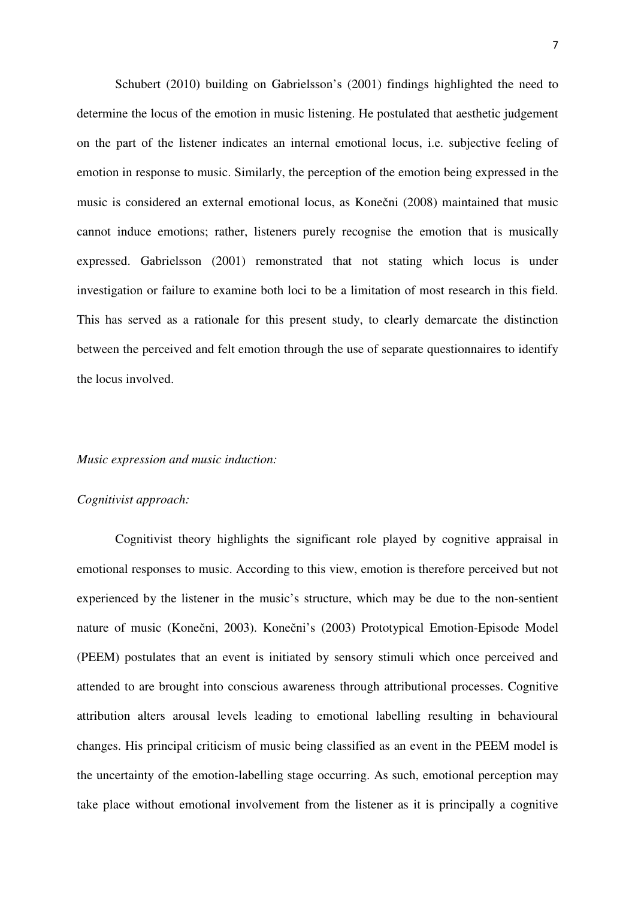Schubert (2010) building on Gabrielsson's (2001) findings highlighted the need to determine the locus of the emotion in music listening. He postulated that aesthetic judgement on the part of the listener indicates an internal emotional locus, i.e. subjective feeling of emotion in response to music. Similarly, the perception of the emotion being expressed in the music is considered an external emotional locus, as Konečni (2008) maintained that music cannot induce emotions; rather, listeners purely recognise the emotion that is musically expressed. Gabrielsson (2001) remonstrated that not stating which locus is under investigation or failure to examine both loci to be a limitation of most research in this field. This has served as a rationale for this present study, to clearly demarcate the distinction between the perceived and felt emotion through the use of separate questionnaires to identify the locus involved.

*Music expression and music induction:*

*Cognitivist approach:*

Cognitivist theory highlights the significant role played by cognitive appraisal in emotional responses to music. According to this view, emotion is therefore perceived but not experienced by the listener in the music's structure, which may be due to the non-sentient nature of music (Konečni, 2003). Konečni's (2003) Prototypical Emotion-Episode Model (PEEM) postulates that an event is initiated by sensory stimuli which once perceived and attended to are brought into conscious awareness through attributional processes. Cognitive attribution alters arousal levels leading to emotional labelling resulting in behavioural changes. His principal criticism of music being classified as an event in the PEEM model is the uncertainty of the emotion-labelling stage occurring. As such, emotional perception may take place without emotional involvement from the listener as it is principally a cognitive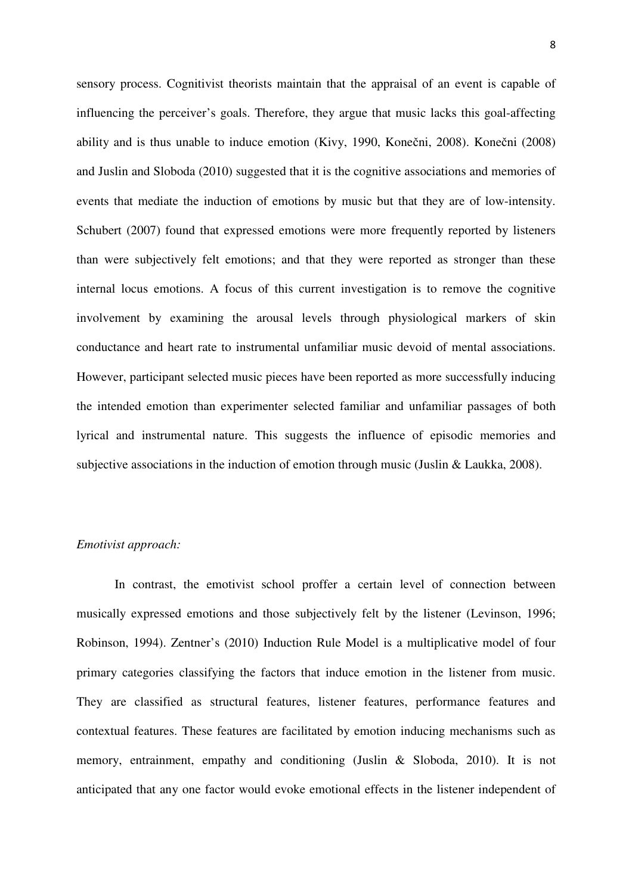sensory process. Cognitivist theorists maintain that the appraisal of an event is capable of influencing the perceiver's goals. Therefore, they argue that music lacks this goal-affecting ability and is thus unable to induce emotion (Kivy, 1990, Konečni, 2008). Konečni (2008) and Juslin and Sloboda (2010) suggested that it is the cognitive associations and memories of events that mediate the induction of emotions by music but that they are of low-intensity. Schubert (2007) found that expressed emotions were more frequently reported by listeners than were subjectively felt emotions; and that they were reported as stronger than these internal locus emotions. A focus of this current investigation is to remove the cognitive involvement by examining the arousal levels through physiological markers of skin conductance and heart rate to instrumental unfamiliar music devoid of mental associations. However, participant selected music pieces have been reported as more successfully inducing the intended emotion than experimenter selected familiar and unfamiliar passages of both lyrical and instrumental nature. This suggests the influence of episodic memories and subjective associations in the induction of emotion through music (Juslin & Laukka, 2008).

*Emotivist approach:*

In contrast, the emotivist school proffer a certain level of connection between musically expressed emotions and those subjectively felt by the listener (Levinson, 1996; Robinson, 1994). Zentner's (2010) Induction Rule Model is a multiplicative model of four primary categories classifying the factors that induce emotion in the listener from music. They are classified as structural features, listener features, performance features and contextual features. These features are facilitated by emotion inducing mechanisms such as memory, entrainment, empathy and conditioning (Juslin & Sloboda, 2010). It is not anticipated that any one factor would evoke emotional effects in the listener independent of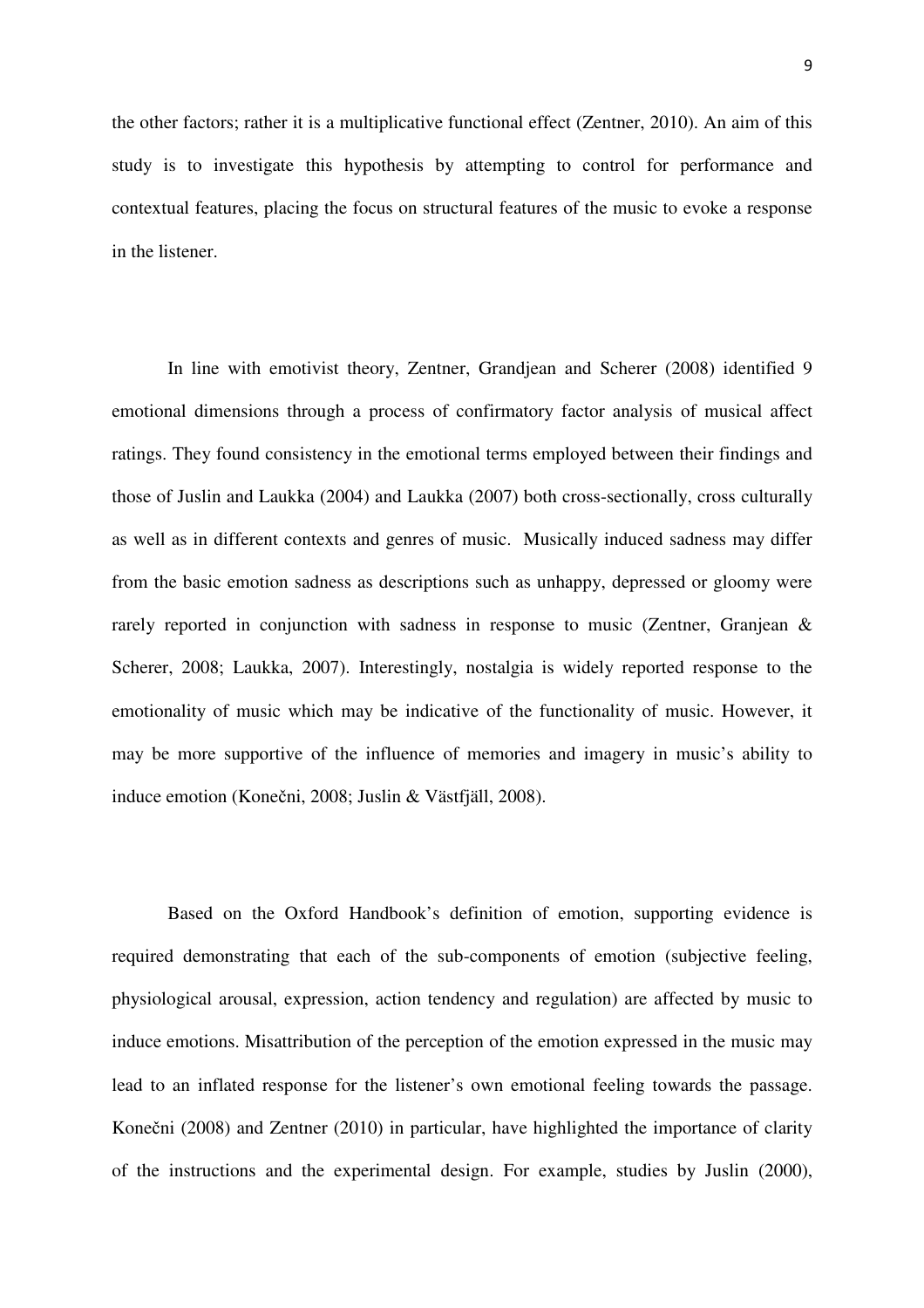the other factors; rather it is a multiplicative functional effect (Zentner, 2010). An aim of this study is to investigate this hypothesis by attempting to control for performance and contextual features, placing the focus on structural features of the music to evoke a response in the listener.

In line with emotivist theory, Zentner, Grandjean and Scherer (2008) identified 9 emotional dimensions through a process of confirmatory factor analysis of musical affect ratings. They found consistency in the emotional terms employed between their findings and those of Juslin and Laukka (2004) and Laukka (2007) both cross-sectionally, cross culturally as well as in different contexts and genres of music. Musically induced sadness may differ from the basic emotion sadness as descriptions such as unhappy, depressed or gloomy were rarely reported in conjunction with sadness in response to music (Zentner, Granjean & Scherer, 2008; Laukka, 2007). Interestingly, nostalgia is widely reported response to the emotionality of music which may be indicative of the functionality of music. However, it may be more supportive of the influence of memories and imagery in music's ability to induce emotion (Konečni, 2008; Juslin & Västfjäll, 2008).

Based on the Oxford Handbook's definition of emotion, supporting evidence is required demonstrating that each of the sub-components of emotion (subjective feeling, physiological arousal, expression, action tendency and regulation) are affected by music to induce emotions. Misattribution of the perception of the emotion expressed in the music may lead to an inflated response for the listener's own emotional feeling towards the passage. Konečni (2008) and Zentner (2010) in particular, have highlighted the importance of clarity of the instructions and the experimental design. For example, studies by Juslin (2000),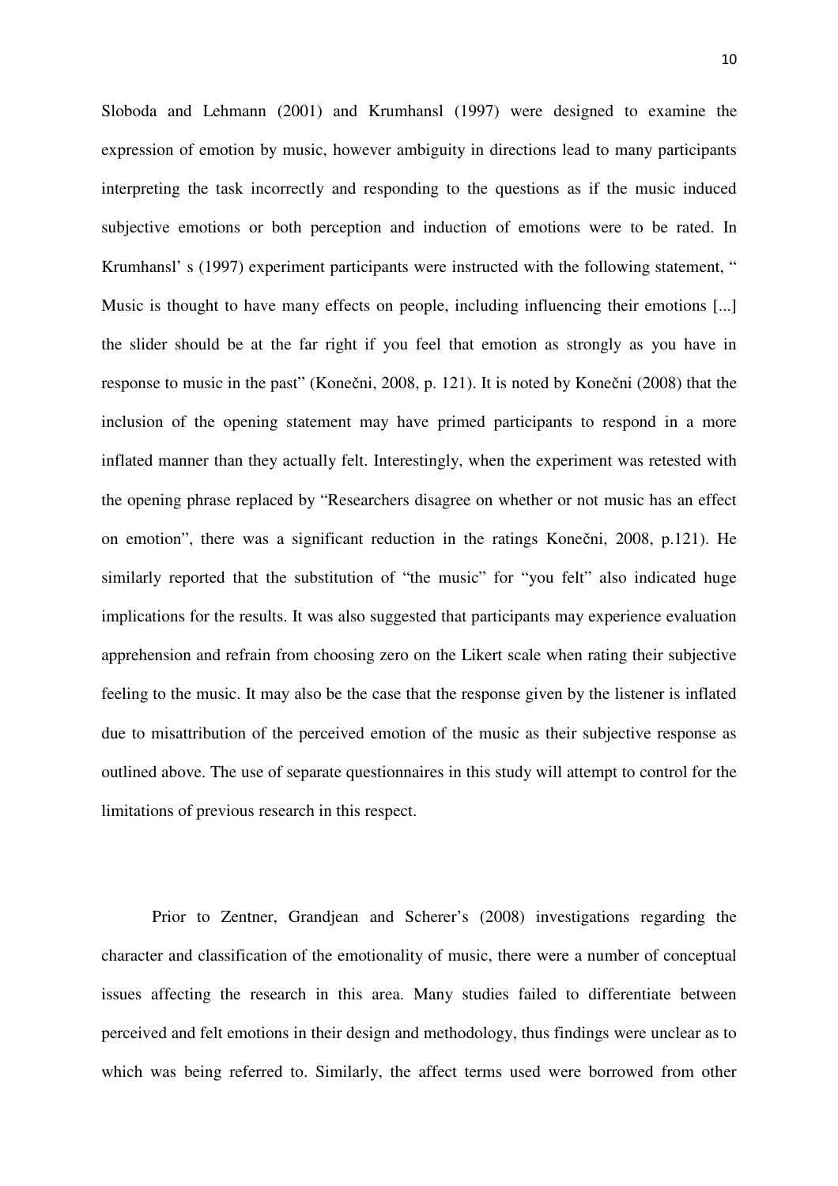Sloboda and Lehmann (2001) and Krumhansl (1997) were designed to examine the expression of emotion by music, however ambiguity in directions lead to many participants interpreting the task incorrectly and responding to the questions as if the music induced subjective emotions or both perception and induction of emotions were to be rated. In Krumhansl' s (1997) experiment participants were instructed with the following statement, " Music is thought to have many effects on people, including influencing their emotions [...] the slider should be at the far right if you feel that emotion as strongly as you have in response to music in the past" (Konečni, 2008, p. 121). It is noted by Konečni (2008) that the inclusion of the opening statement may have primed participants to respond in a more inflated manner than they actually felt. Interestingly, when the experiment was retested with the opening phrase replaced by "Researchers disagree on whether or not music has an effect on emotion", there was a significant reduction in the ratings Konečni, 2008, p.121). He similarly reported that the substitution of "the music" for "you felt" also indicated huge implications for the results. It was also suggested that participants may experience evaluation apprehension and refrain from choosing zero on the Likert scale when rating their subjective feeling to the music. It may also be the case that the response given by the listener is inflated due to misattribution of the perceived emotion of the music as their subjective response as outlined above. The use of separate questionnaires in this study will attempt to control for the limitations of previous research in this respect.

Prior to Zentner, Grandjean and Scherer's (2008) investigations regarding the character and classification of the emotionality of music, there were a number of conceptual issues affecting the research in this area. Many studies failed to differentiate between perceived and felt emotions in their design and methodology, thus findings were unclear as to which was being referred to. Similarly, the affect terms used were borrowed from other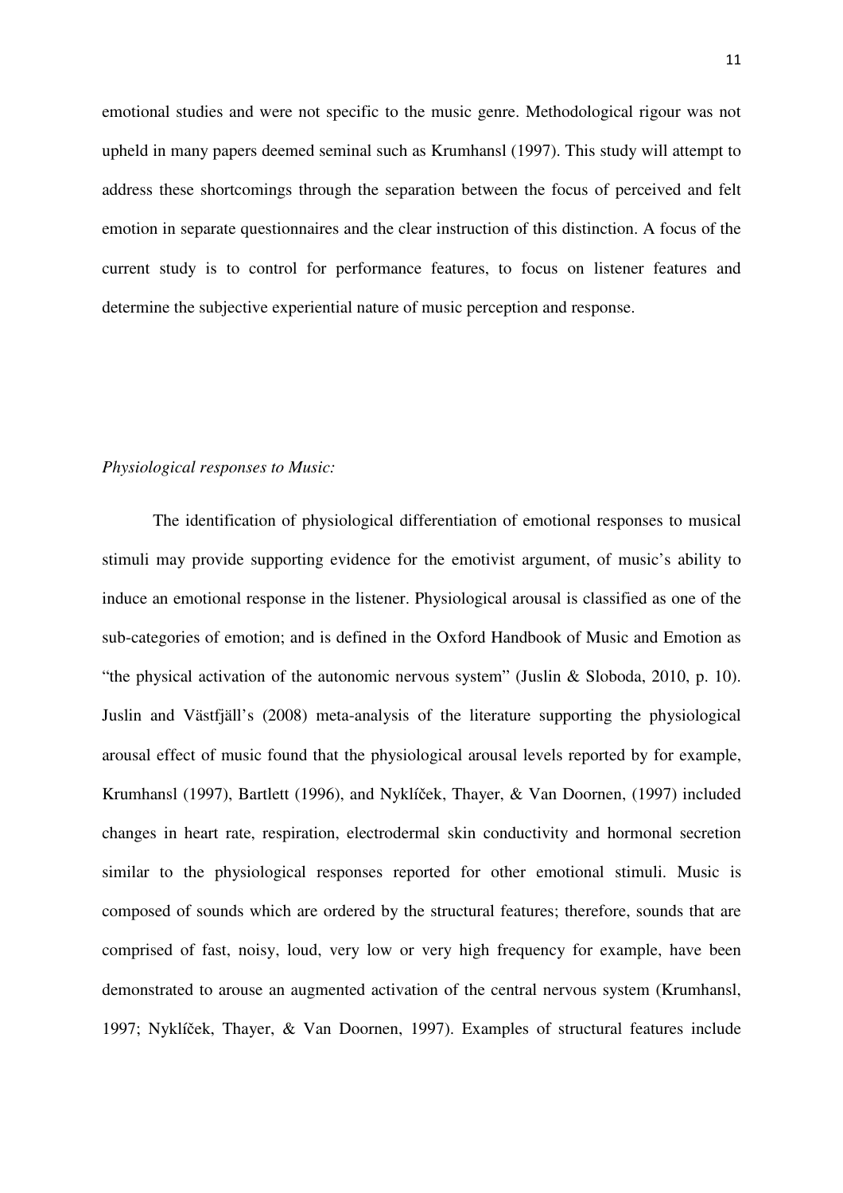emotional studies and were not specific to the music genre. Methodological rigour was not upheld in many papers deemed seminal such as Krumhansl (1997). This study will attempt to address these shortcomings through the separation between the focus of perceived and felt emotion in separate questionnaires and the clear instruction of this distinction. A focus of the current study is to control for performance features, to focus on listener features and determine the subjective experiential nature of music perception and response.

*Physiological responses to Music:*

The identification of physiological differentiation of emotional responses to musical stimuli may provide supporting evidence for the emotivist argument, of music's ability to induce an emotional response in the listener. Physiological arousal is classified as one of the sub-categories of emotion; and is defined in the Oxford Handbook of Music and Emotion as "the physical activation of the autonomic nervous system" (Juslin & Sloboda, 2010, p. 10). Juslin and Västfjäll's (2008) meta-analysis of the literature supporting the physiological arousal effect of music found that the physiological arousal levels reported by for example, Krumhansl (1997), Bartlett (1996), and Nyklíček, Thayer, & Van Doornen, (1997) included changes in heart rate, respiration, electrodermal skin conductivity and hormonal secretion similar to the physiological responses reported for other emotional stimuli. Music is composed of sounds which are ordered by the structural features; therefore, sounds that are comprised of fast, noisy, loud, very low or very high frequency for example, have been demonstrated to arouse an augmented activation of the central nervous system (Krumhansl, 1997; Nyklíček, Thayer, & Van Doornen, 1997). Examples of structural features include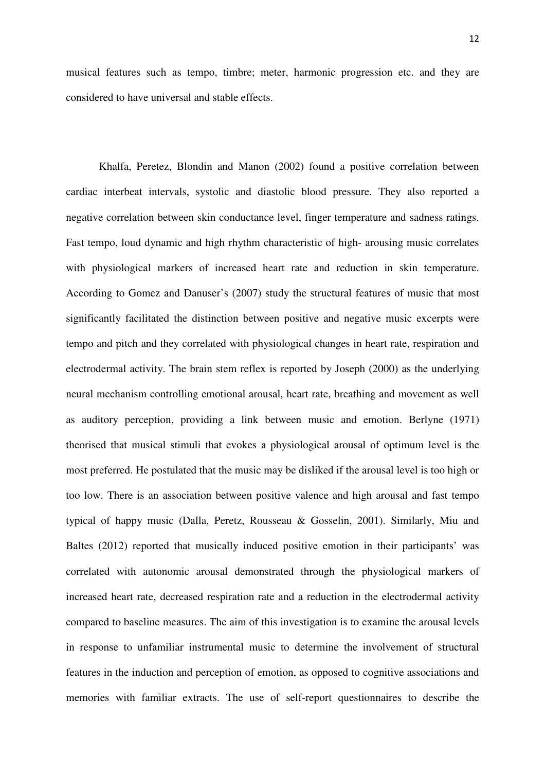musical features such as tempo, timbre; meter, harmonic progression etc. and they are considered to have universal and stable effects.

Khalfa, Peretez, Blondin and Manon (2002) found a positive correlation between cardiac interbeat intervals, systolic and diastolic blood pressure. They also reported a negative correlation between skin conductance level, finger temperature and sadness ratings. Fast tempo, loud dynamic and high rhythm characteristic of high- arousing music correlates with physiological markers of increased heart rate and reduction in skin temperature. According to Gomez and Danuser's (2007) study the structural features of music that most significantly facilitated the distinction between positive and negative music excerpts were tempo and pitch and they correlated with physiological changes in heart rate, respiration and electrodermal activity. The brain stem reflex is reported by Joseph (2000) as the underlying neural mechanism controlling emotional arousal, heart rate, breathing and movement as well as auditory perception, providing a link between music and emotion. Berlyne (1971) theorised that musical stimuli that evokes a physiological arousal of optimum level is the most preferred. He postulated that the music may be disliked if the arousal level is too high or too low. There is an association between positive valence and high arousal and fast tempo typical of happy music (Dalla, Peretz, Rousseau & Gosselin, 2001). Similarly, Miu and Baltes (2012) reported that musically induced positive emotion in their participants' was correlated with autonomic arousal demonstrated through the physiological markers of increased heart rate, decreased respiration rate and a reduction in the electrodermal activity compared to baseline measures. The aim of this investigation is to examine the arousal levels in response to unfamiliar instrumental music to determine the involvement of structural features in the induction and perception of emotion, as opposed to cognitive associations and memories with familiar extracts. The use of self-report questionnaires to describe the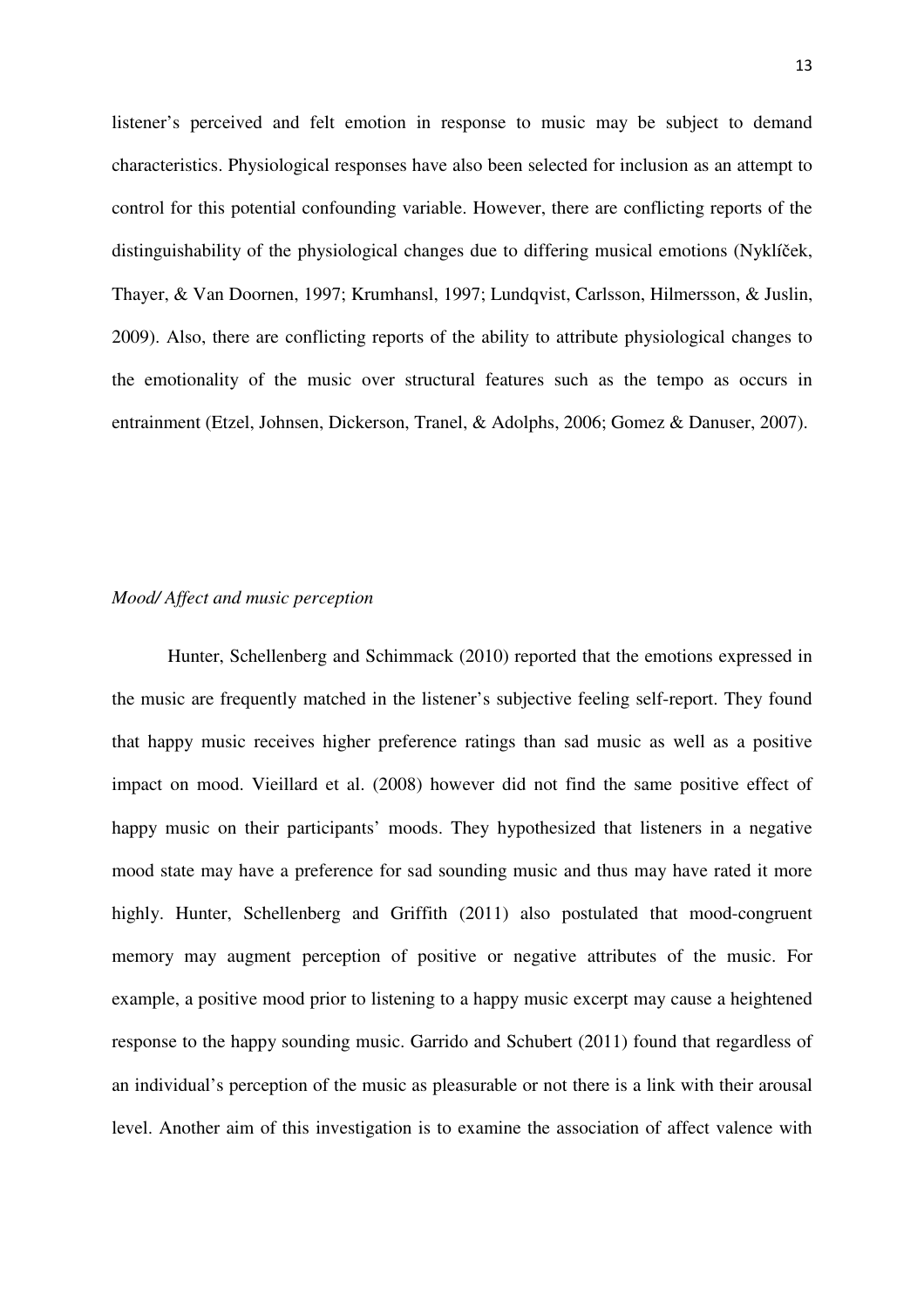listener's perceived and felt emotion in response to music may be subject to demand characteristics. Physiological responses have also been selected for inclusion as an attempt to control for this potential confounding variable. However, there are conflicting reports of the distinguishability of the physiological changes due to differing musical emotions (Nyklíček, Thayer, & Van Doornen, 1997; Krumhansl, 1997; Lundqvist, Carlsson, Hilmersson, & Juslin, 2009). Also, there are conflicting reports of the ability to attribute physiological changes to the emotionality of the music over structural features such as the tempo as occurs in entrainment (Etzel, Johnsen, Dickerson, Tranel, & Adolphs, 2006; Gomez & Danuser, 2007).

### *Mood/ Affect and music perception*

Hunter, Schellenberg and Schimmack (2010) reported that the emotions expressed in the music are frequently matched in the listener's subjective feeling self-report. They found that happy music receives higher preference ratings than sad music as well as a positive impact on mood. Vieillard et al. (2008) however did not find the same positive effect of happy music on their participants' moods. They hypothesized that listeners in a negative mood state may have a preference for sad sounding music and thus may have rated it more highly. Hunter, Schellenberg and Griffith (2011) also postulated that mood-congruent memory may augment perception of positive or negative attributes of the music. For example, a positive mood prior to listening to a happy music excerpt may cause a heightened response to the happy sounding music. Garrido and Schubert (2011) found that regardless of an individual's perception of the music as pleasurable or not there is a link with their arousal level. Another aim of this investigation is to examine the association of affect valence with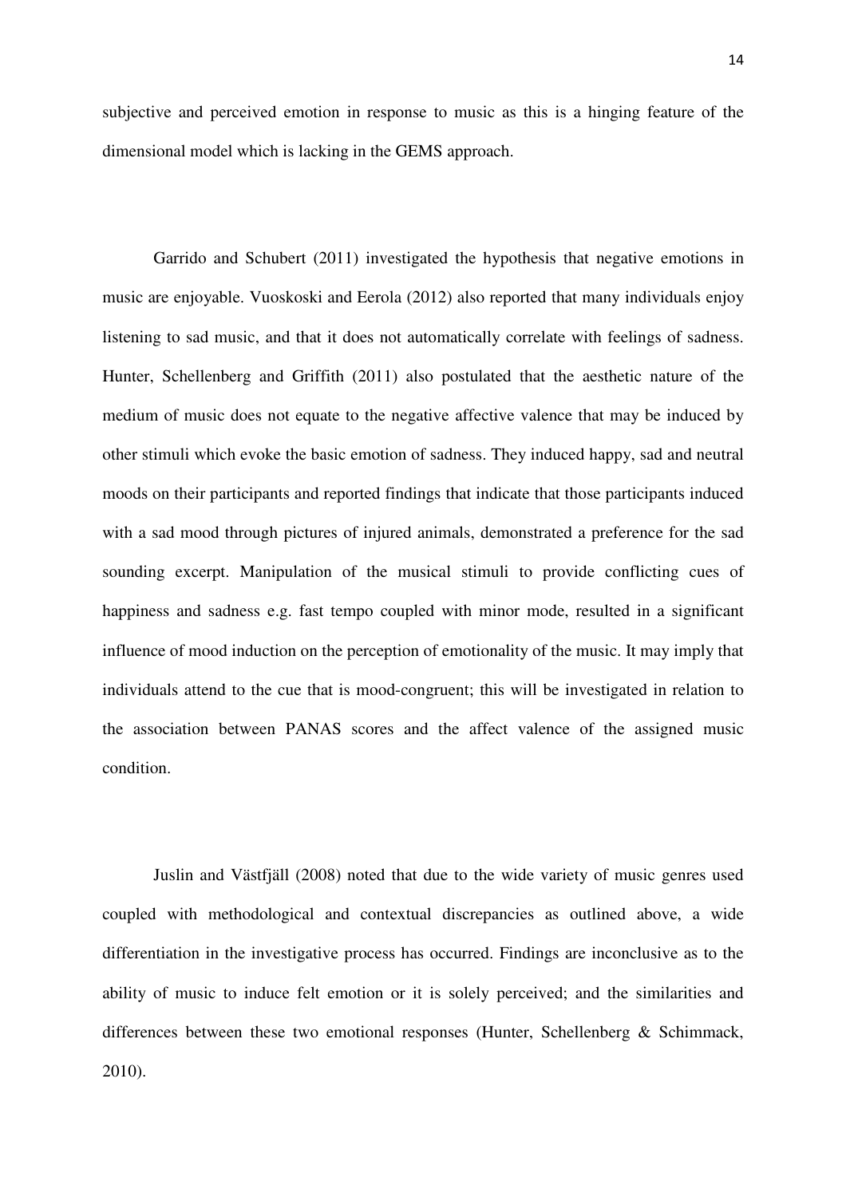subjective and perceived emotion in response to music as this is a hinging feature of the dimensional model which is lacking in the GEMS approach.

Garrido and Schubert (2011) investigated the hypothesis that negative emotions in music are enjoyable. Vuoskoski and Eerola (2012) also reported that many individuals enjoy listening to sad music, and that it does not automatically correlate with feelings of sadness. Hunter, Schellenberg and Griffith (2011) also postulated that the aesthetic nature of the medium of music does not equate to the negative affective valence that may be induced by other stimuli which evoke the basic emotion of sadness. They induced happy, sad and neutral moods on their participants and reported findings that indicate that those participants induced with a sad mood through pictures of injured animals, demonstrated a preference for the sad sounding excerpt. Manipulation of the musical stimuli to provide conflicting cues of happiness and sadness e.g. fast tempo coupled with minor mode, resulted in a significant influence of mood induction on the perception of emotionality of the music. It may imply that individuals attend to the cue that is mood-congruent; this will be investigated in relation to the association between PANAS scores and the affect valence of the assigned music condition.

Juslin and Västfjäll (2008) noted that due to the wide variety of music genres used coupled with methodological and contextual discrepancies as outlined above, a wide differentiation in the investigative process has occurred. Findings are inconclusive as to the ability of music to induce felt emotion or it is solely perceived; and the similarities and differences between these two emotional responses (Hunter, Schellenberg & Schimmack, 2010).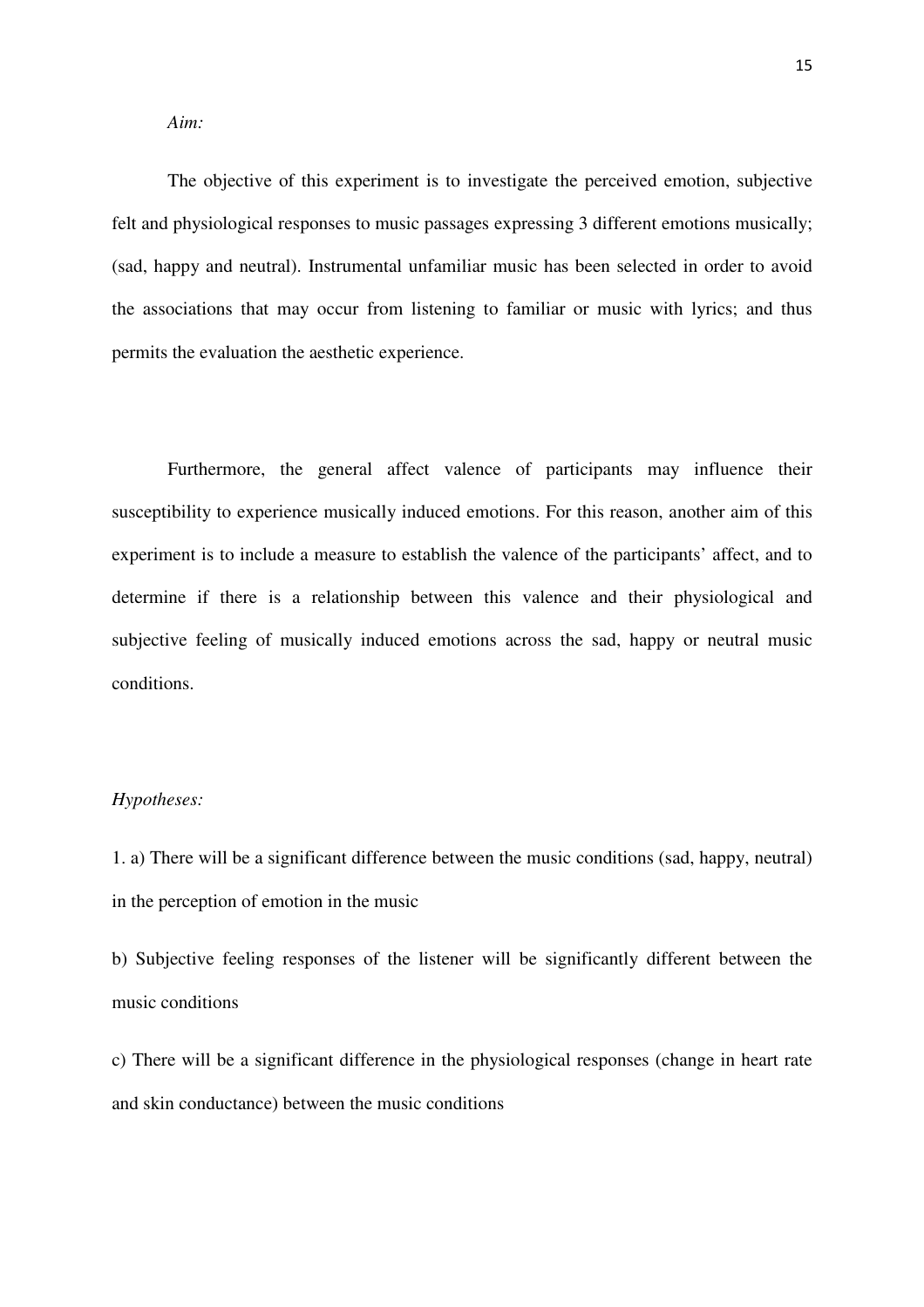*Aim:*

The objective of this experiment is to investigate the perceived emotion, subjective felt and physiological responses to music passages expressing 3 different emotions musically; (sad, happy and neutral). Instrumental unfamiliar music has been selected in order to avoid the associations that may occur from listening to familiar or music with lyrics; and thus permits the evaluation the aesthetic experience.

Furthermore, the general affect valence of participants may influence their susceptibility to experience musically induced emotions. For this reason, another aim of this experiment is to include a measure to establish the valence of the participants' affect, and to determine if there is a relationship between this valence and their physiological and subjective feeling of musically induced emotions across the sad, happy or neutral music conditions.

*Hypotheses:*

1. a) There will be a significant difference between the music conditions (sad, happy, neutral) in the perception of emotion in the music

b) Subjective feeling responses of the listener will be significantly different between the music conditions

c) There will be a significant difference in the physiological responses (change in heart rate and skin conductance) between the music conditions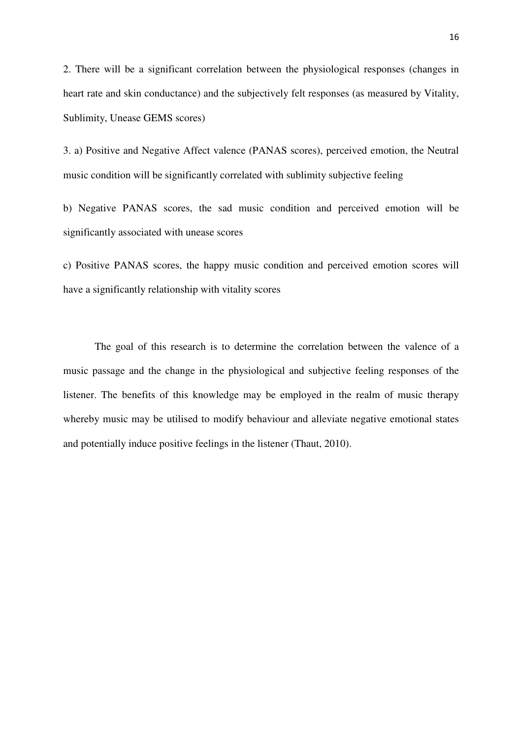2. There will be a significant correlation between the physiological responses (changes in heart rate and skin conductance) and the subjectively felt responses (as measured by Vitality, Sublimity, Unease GEMS scores)

3. a) Positive and Negative Affect valence (PANAS scores), perceived emotion, the Neutral music condition will be significantly correlated with sublimity subjective feeling

b) Negative PANAS scores, the sad music condition and perceived emotion will be significantly associated with unease scores

c) Positive PANAS scores, the happy music condition and perceived emotion scores will have a significantly relationship with vitality scores

The goal of this research is to determine the correlation between the valence of a music passage and the change in the physiological and subjective feeling responses of the listener. The benefits of this knowledge may be employed in the realm of music therapy whereby music may be utilised to modify behaviour and alleviate negative emotional states and potentially induce positive feelings in the listener (Thaut, 2010).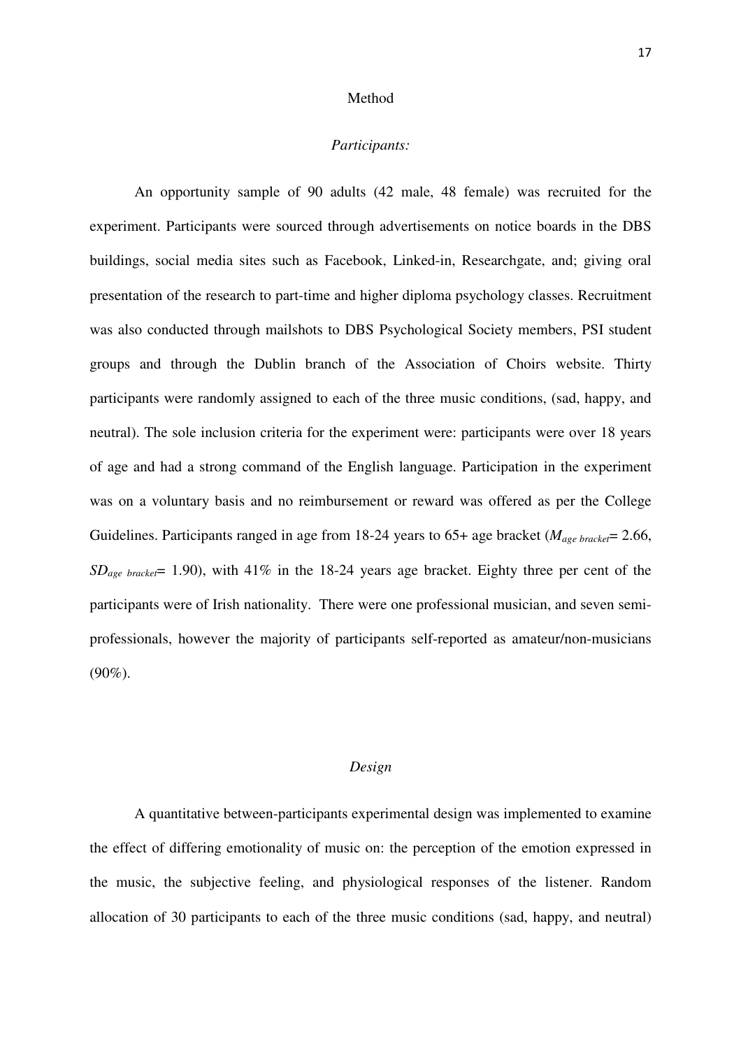# Method

## *Participants:*

An opportunity sample of 90 adults (42 male, 48 female) was recruited for the experiment. Participants were sourced through advertisements on notice boards in the DBS buildings, social media sites such as Facebook, Linked-in, Researchgate, and; giving oral presentation of the research to part-time and higher diploma psychology classes. Recruitment was also conducted through mailshots to DBS Psychological Society members, PSI student groups and through the Dublin branch of the Association of Choirs website. Thirty participants were randomly assigned to each of the three music conditions, (sad, happy, and neutral). The sole inclusion criteria for the experiment were: participants were over 18 years of age and had a strong command of the English language. Participation in the experiment was on a voluntary basis and no reimbursement or reward was offered as per the College Guidelines. Participants ranged in age from 18-24 years to 65+ age bracket ($M_{age\ bracket}$= 2.66, $SD_{age\ bracket}$= 1.90), with 41% in the 18-24 years age bracket. Eighty three per cent of the participants were of Irish nationality. There were one professional musician, and seven semi-professionals, however the majority of participants self-reported as amateur/non-musicians (90%).

## *Design*

A quantitative between-participants experimental design was implemented to examine the effect of differing emotionality of music on: the perception of the emotion expressed in the music, the subjective feeling, and physiological responses of the listener. Random allocation of 30 participants to each of the three music conditions (sad, happy, and neutral)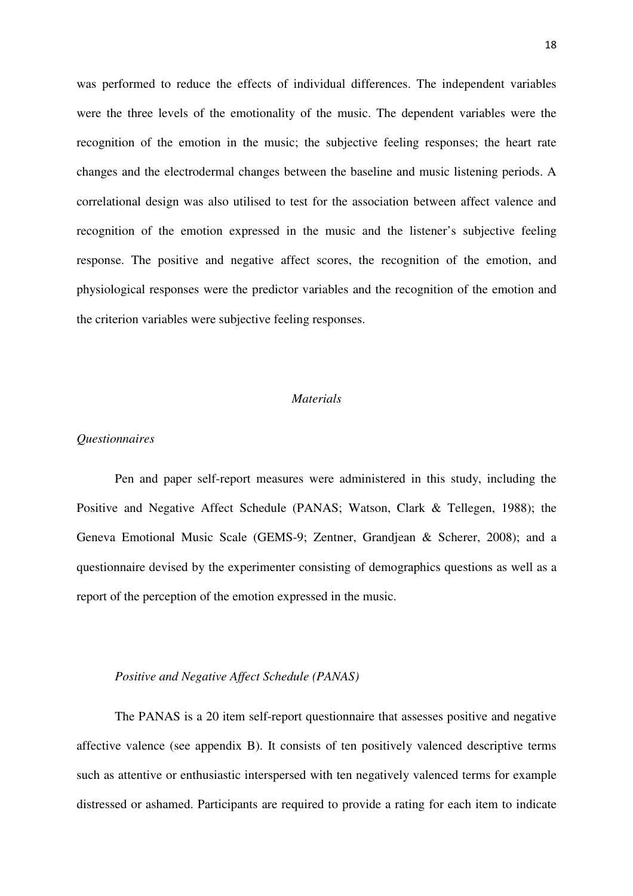was performed to reduce the effects of individual differences. The independent variables were the three levels of the emotionality of the music. The dependent variables were the recognition of the emotion in the music; the subjective feeling responses; the heart rate changes and the electrodermal changes between the baseline and music listening periods. A correlational design was also utilised to test for the association between affect valence and recognition of the emotion expressed in the music and the listener's subjective feeling response. The positive and negative affect scores, the recognition of the emotion, and physiological responses were the predictor variables and the recognition of the emotion and the criterion variables were subjective feeling responses.

## *Materials*

### *Questionnaires*

Pen and paper self-report measures were administered in this study, including the Positive and Negative Affect Schedule (PANAS; Watson, Clark & Tellegen, 1988); the Geneva Emotional Music Scale (GEMS-9; Zentner, Grandjean & Scherer, 2008); and a questionnaire devised by the experimenter consisting of demographics questions as well as a report of the perception of the emotion expressed in the music.

#### *Positive and Negative Affect Schedule (PANAS)*

The PANAS is a 20 item self-report questionnaire that assesses positive and negative affective valence (see appendix B). It consists of ten positively valenced descriptive terms such as attentive or enthusiastic interspersed with ten negatively valenced terms for example distressed or ashamed. Participants are required to provide a rating for each item to indicate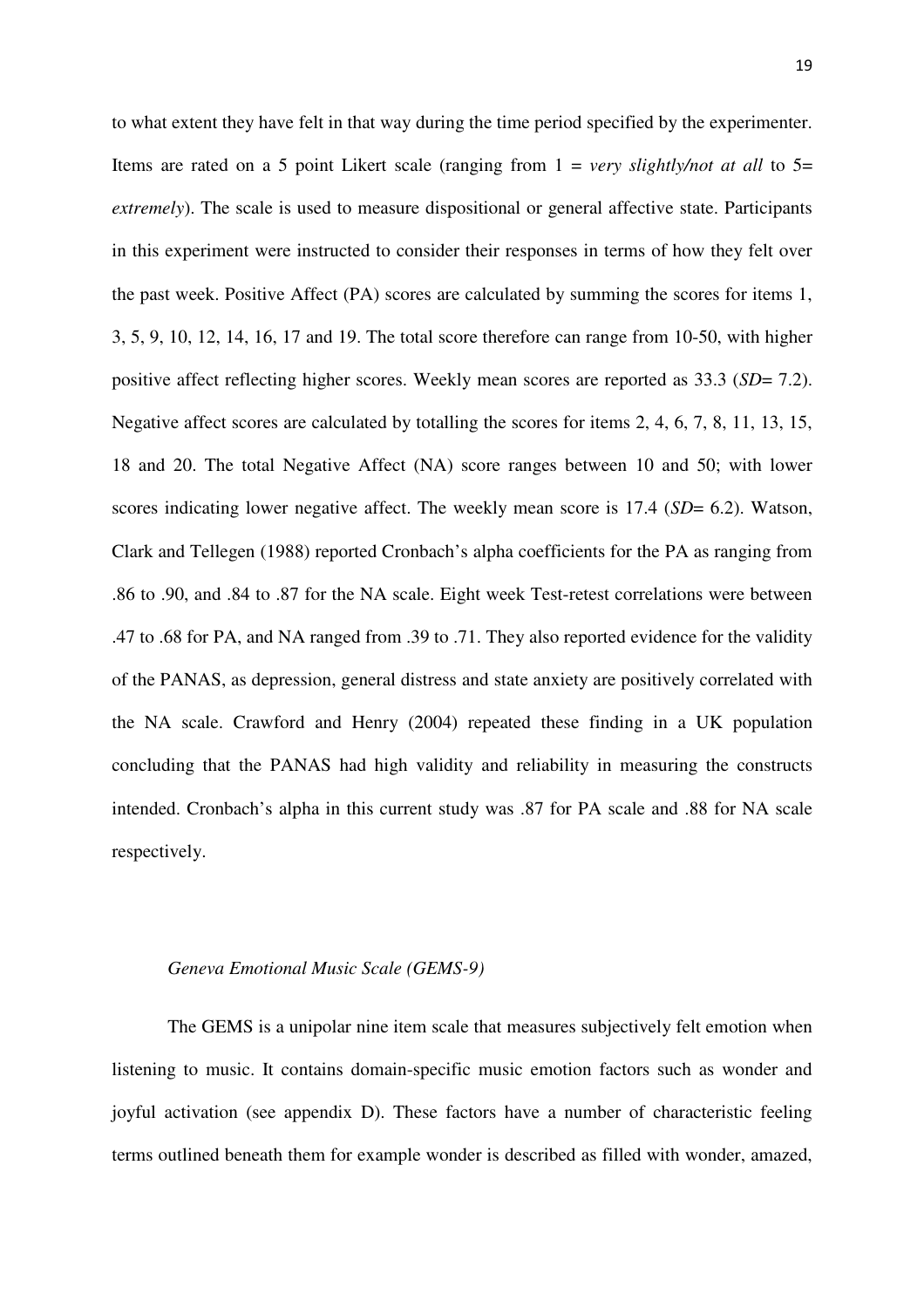to what extent they have felt in that way during the time period specified by the experimenter. Items are rated on a 5 point Likert scale (ranging from 1 = *very slightly/not at all* to 5= *extremely*). The scale is used to measure dispositional or general affective state. Participants in this experiment were instructed to consider their responses in terms of how they felt over the past week. Positive Affect (PA) scores are calculated by summing the scores for items 1, 3, 5, 9, 10, 12, 14, 16, 17 and 19. The total score therefore can range from 10-50, with higher positive affect reflecting higher scores. Weekly mean scores are reported as 33.3 (*SD*= 7.2). Negative affect scores are calculated by totalling the scores for items 2, 4, 6, 7, 8, 11, 13, 15, 18 and 20. The total Negative Affect (NA) score ranges between 10 and 50; with lower scores indicating lower negative affect. The weekly mean score is 17.4 (*SD*= 6.2). Watson, Clark and Tellegen (1988) reported Cronbach's alpha coefficients for the PA as ranging from .86 to .90, and .84 to .87 for the NA scale. Eight week Test-retest correlations were between .47 to .68 for PA, and NA ranged from .39 to .71. They also reported evidence for the validity of the PANAS, as depression, general distress and state anxiety are positively correlated with the NA scale. Crawford and Henry (2004) repeated these finding in a UK population concluding that the PANAS had high validity and reliability in measuring the constructs intended. Cronbach's alpha in this current study was .87 for PA scale and .88 for NA scale respectively.

*Geneva Emotional Music Scale (GEMS-9)*

The GEMS is a unipolar nine item scale that measures subjectively felt emotion when listening to music. It contains domain-specific music emotion factors such as wonder and joyful activation (see appendix D). These factors have a number of characteristic feeling terms outlined beneath them for example wonder is described as filled with wonder, amazed,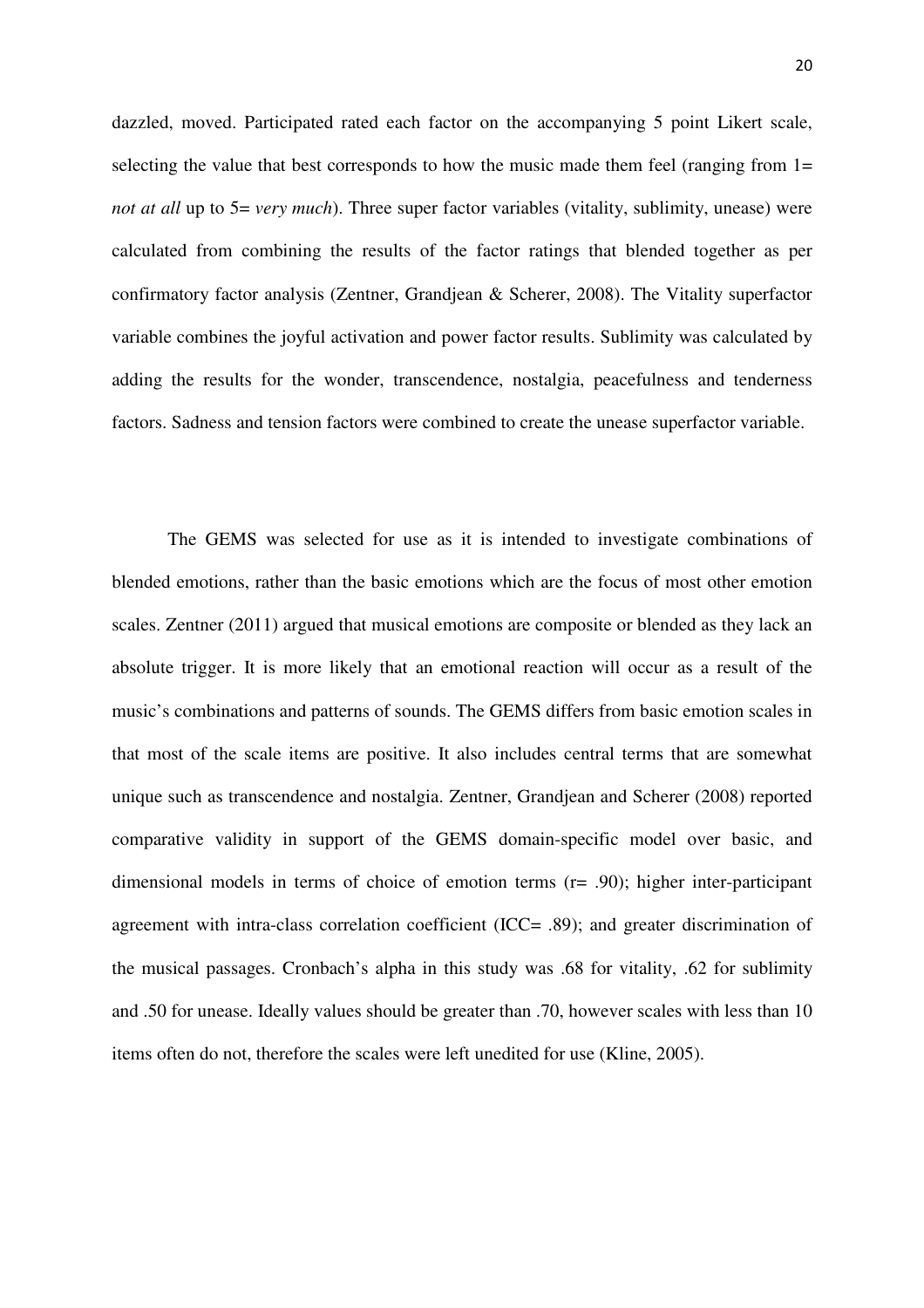dazzled, moved. Participated rated each factor on the accompanying 5 point Likert scale, selecting the value that best corresponds to how the music made them feel (ranging from 1= *not at all* up to 5= *very much*). Three super factor variables (vitality, sublimity, unease) were calculated from combining the results of the factor ratings that blended together as per confirmatory factor analysis (Zentner, Grandjean & Scherer, 2008). The Vitality superfactor variable combines the joyful activation and power factor results. Sublimity was calculated by adding the results for the wonder, transcendence, nostalgia, peacefulness and tenderness factors. Sadness and tension factors were combined to create the unease superfactor variable.

The GEMS was selected for use as it is intended to investigate combinations of blended emotions, rather than the basic emotions which are the focus of most other emotion scales. Zentner (2011) argued that musical emotions are composite or blended as they lack an absolute trigger. It is more likely that an emotional reaction will occur as a result of the music's combinations and patterns of sounds. The GEMS differs from basic emotion scales in that most of the scale items are positive. It also includes central terms that are somewhat unique such as transcendence and nostalgia. Zentner, Grandjean and Scherer (2008) reported comparative validity in support of the GEMS domain-specific model over basic, and dimensional models in terms of choice of emotion terms ($r = .90$); higher inter-participant agreement with intra-class correlation coefficient ($ICC = .89$); and greater discrimination of the musical passages. Cronbach's alpha in this study was .68 for vitality, .62 for sublimity and .50 for unease. Ideally values should be greater than .70, however scales with less than 10 items often do not, therefore the scales were left unedited for use (Kline, 2005).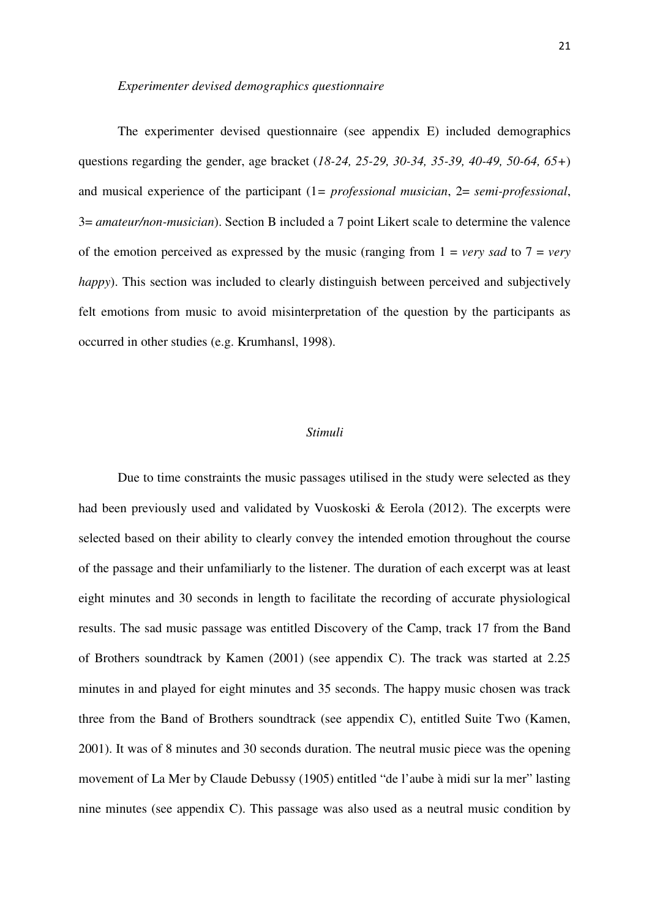*Experimenter devised demographics questionnaire*

The experimenter devised questionnaire (see appendix E) included demographics questions regarding the gender, age bracket (*18-24, 25-29, 30-34, 35-39, 40-49, 50-64, 65+*) and musical experience of the participant (1= *professional musician*, 2= *semi-professional*, 3= *amateur/non-musician*). Section B included a 7 point Likert scale to determine the valence of the emotion perceived as expressed by the music (ranging from 1 = *very sad* to 7 = *very happy*). This section was included to clearly distinguish between perceived and subjectively felt emotions from music to avoid misinterpretation of the question by the participants as occurred in other studies (e.g. Krumhansl, 1998).

*Stimuli*

Due to time constraints the music passages utilised in the study were selected as they had been previously used and validated by Vuoskoski & Eerola (2012). The excerpts were selected based on their ability to clearly convey the intended emotion throughout the course of the passage and their unfamiliarly to the listener. The duration of each excerpt was at least eight minutes and 30 seconds in length to facilitate the recording of accurate physiological results. The sad music passage was entitled Discovery of the Camp, track 17 from the Band of Brothers soundtrack by Kamen (2001) (see appendix C). The track was started at 2.25 minutes in and played for eight minutes and 35 seconds. The happy music chosen was track three from the Band of Brothers soundtrack (see appendix C), entitled Suite Two (Kamen, 2001). It was of 8 minutes and 30 seconds duration. The neutral music piece was the opening movement of La Mer by Claude Debussy (1905) entitled "de l'aube à midi sur la mer" lasting nine minutes (see appendix C). This passage was also used as a neutral music condition by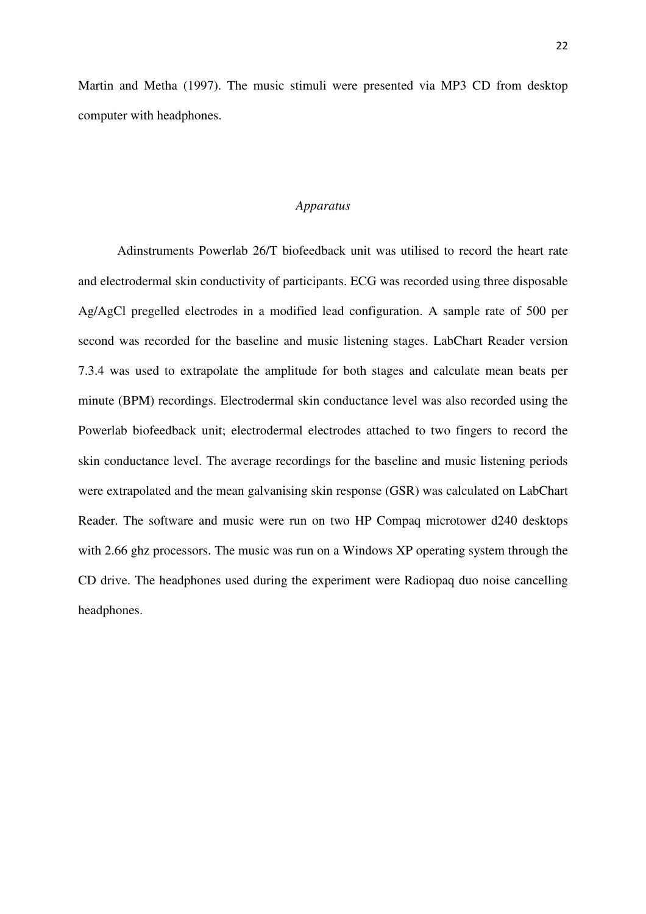Martin and Metha (1997). The music stimuli were presented via MP3 CD from desktop computer with headphones.

## *Apparatus*

Adinstruments Powerlab 26/T biofeedback unit was utilised to record the heart rate and electrodermal skin conductivity of participants. ECG was recorded using three disposable Ag/AgCl pregelled electrodes in a modified lead configuration. A sample rate of 500 per second was recorded for the baseline and music listening stages. LabChart Reader version 7.3.4 was used to extrapolate the amplitude for both stages and calculate mean beats per minute (BPM) recordings. Electrodermal skin conductance level was also recorded using the Powerlab biofeedback unit; electrodermal electrodes attached to two fingers to record the skin conductance level. The average recordings for the baseline and music listening periods were extrapolated and the mean galvanising skin response (GSR) was calculated on LabChart Reader. The software and music were run on two HP Compaq microtower d240 desktops with 2.66 ghz processors. The music was run on a Windows XP operating system through the CD drive. The headphones used during the experiment were Radiopaq duo noise cancelling headphones.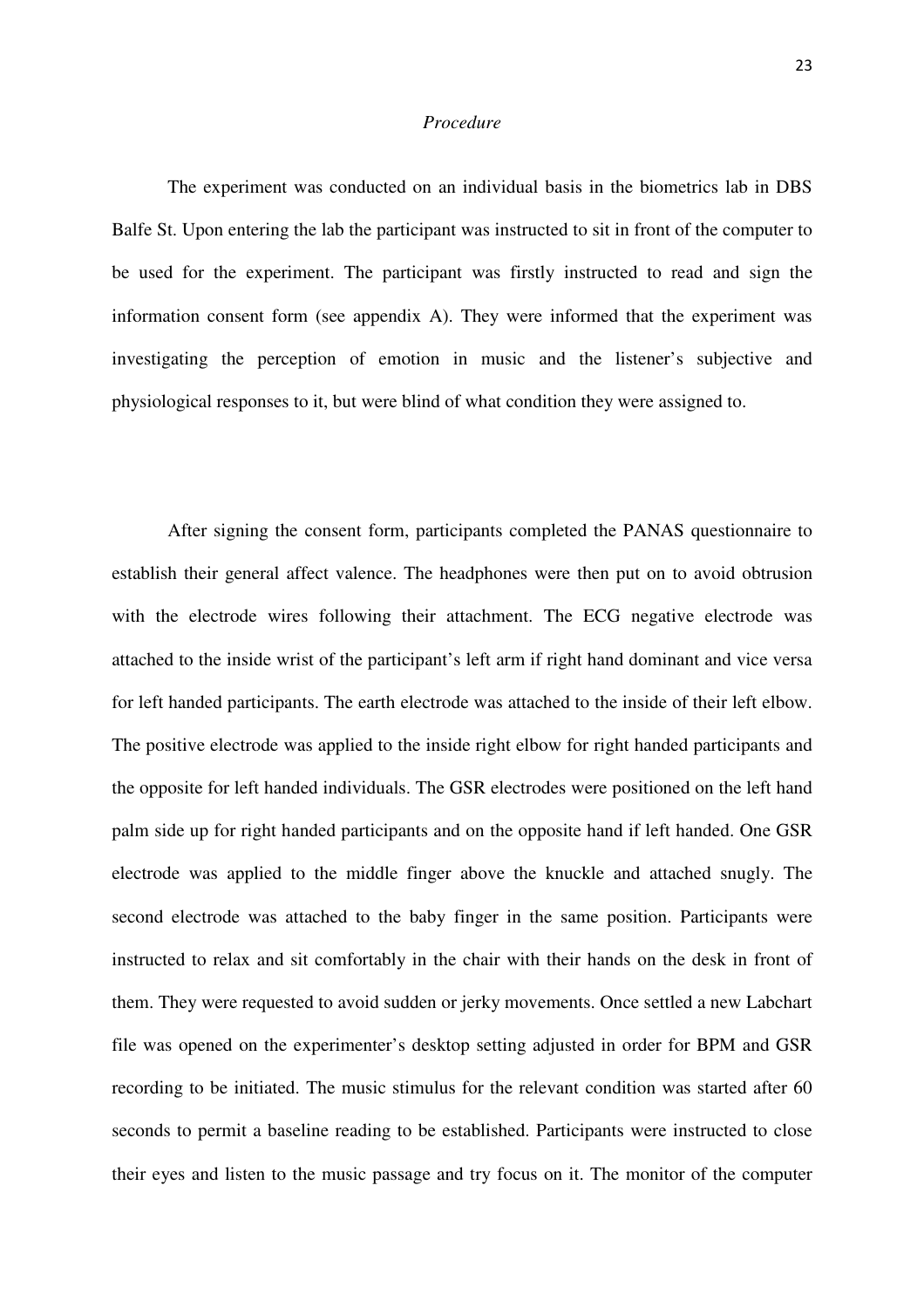*Procedure*

The experiment was conducted on an individual basis in the biometrics lab in DBS Balfe St. Upon entering the lab the participant was instructed to sit in front of the computer to be used for the experiment. The participant was firstly instructed to read and sign the information consent form (see appendix A). They were informed that the experiment was investigating the perception of emotion in music and the listener's subjective and physiological responses to it, but were blind of what condition they were assigned to.

After signing the consent form, participants completed the PANAS questionnaire to establish their general affect valence. The headphones were then put on to avoid obtrusion with the electrode wires following their attachment. The ECG negative electrode was attached to the inside wrist of the participant's left arm if right hand dominant and vice versa for left handed participants. The earth electrode was attached to the inside of their left elbow. The positive electrode was applied to the inside right elbow for right handed participants and the opposite for left handed individuals. The GSR electrodes were positioned on the left hand palm side up for right handed participants and on the opposite hand if left handed. One GSR electrode was applied to the middle finger above the knuckle and attached snugly. The second electrode was attached to the baby finger in the same position. Participants were instructed to relax and sit comfortably in the chair with their hands on the desk in front of them. They were requested to avoid sudden or jerky movements. Once settled a new Labchart file was opened on the experimenter's desktop setting adjusted in order for BPM and GSR recording to be initiated. The music stimulus for the relevant condition was started after 60 seconds to permit a baseline reading to be established. Participants were instructed to close their eyes and listen to the music passage and try focus on it. The monitor of the computer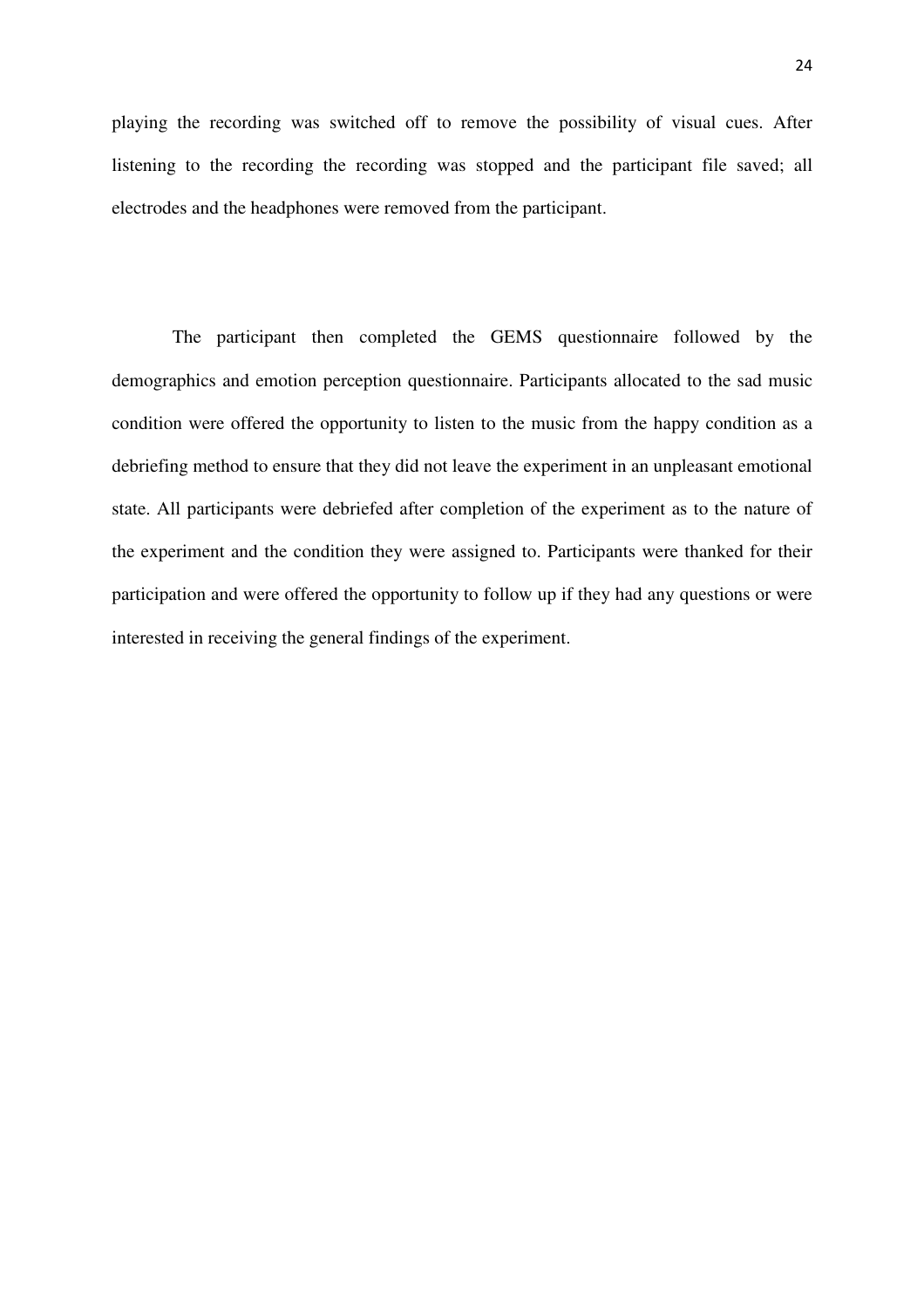playing the recording was switched off to remove the possibility of visual cues. After listening to the recording the recording was stopped and the participant file saved; all electrodes and the headphones were removed from the participant.

The participant then completed the GEMS questionnaire followed by the demographics and emotion perception questionnaire. Participants allocated to the sad music condition were offered the opportunity to listen to the music from the happy condition as a debriefing method to ensure that they did not leave the experiment in an unpleasant emotional state. All participants were debriefed after completion of the experiment as to the nature of the experiment and the condition they were assigned to. Participants were thanked for their participation and were offered the opportunity to follow up if they had any questions or were interested in receiving the general findings of the experiment.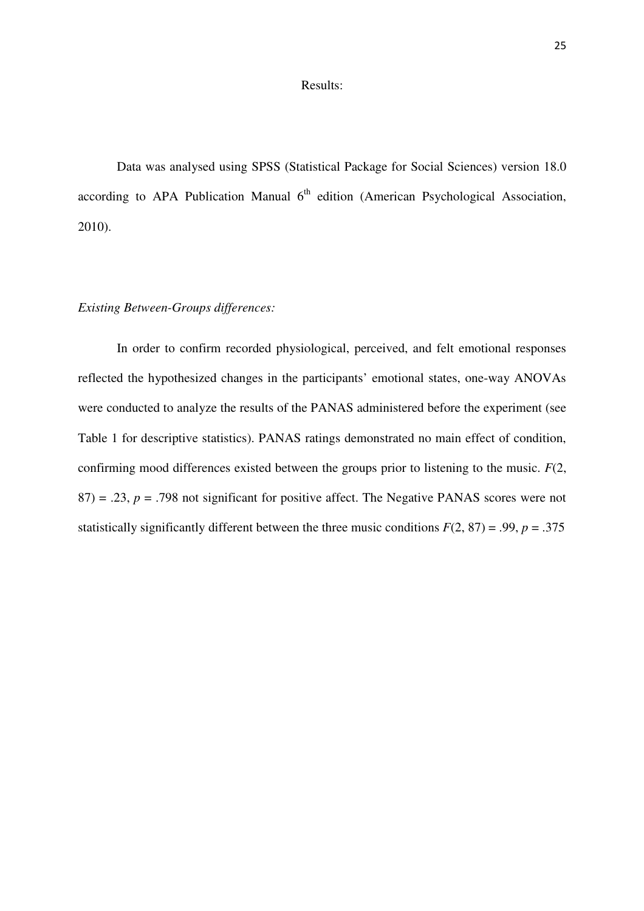Results:

Data was analysed using SPSS (Statistical Package for Social Sciences) version 18.0 according to APA Publication Manual 6th edition (American Psychological Association, 2010).

*Existing Between-Groups differences:*

In order to confirm recorded physiological, perceived, and felt emotional responses reflected the hypothesized changes in the participants' emotional states, one-way ANOVAs were conducted to analyze the results of the PANAS administered before the experiment (see Table 1 for descriptive statistics). PANAS ratings demonstrated no main effect of condition, confirming mood differences existed between the groups prior to listening to the music. $F(2, 87) = .23$, $p = .798$ not significant for positive affect. The Negative PANAS scores were not statistically significantly different between the three music conditions $F(2, 87) = .99$, $p = .375$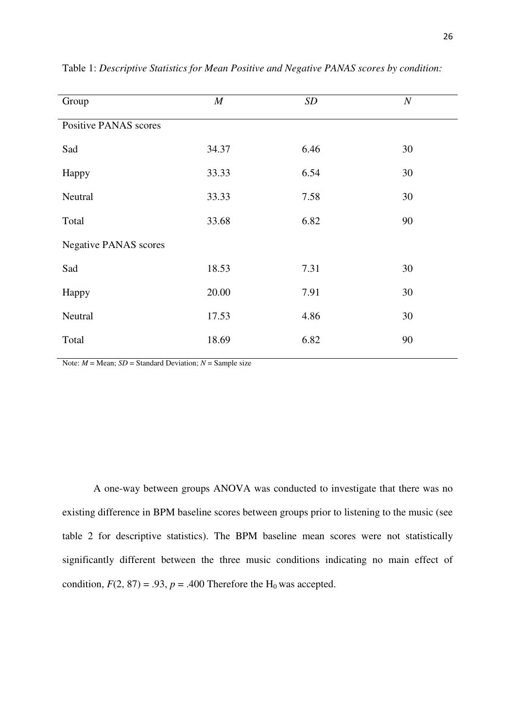Table 1: *Descriptive Statistics for Mean Positive and Negative PANAS scores by condition:*

| Group | *M* | *SD* | *N* |
|---|---|---|---|
| Positive PANAS scores | | | |
| Sad | 34.37 | 6.46 | 30 |
| Happy | 33.33 | 6.54 | 30 |
| Neutral | 33.33 | 7.58 | 30 |
| Total | 33.68 | 6.82 | 90 |
| Negative PANAS scores | | | |
| Sad | 18.53 | 7.31 | 30 |
| Happy | 20.00 | 7.91 | 30 |
| Neutral | 17.53 | 4.86 | 30 |
| Total | 18.69 | 6.82 | 90 |

Note: *M* = Mean; *SD* = Standard Deviation; *N* = Sample size

A one-way between groups ANOVA was conducted to investigate that there was no existing difference in BPM baseline scores between groups prior to listening to the music (see table 2 for descriptive statistics). The BPM baseline mean scores were not statistically significantly different between the three music conditions indicating no main effect of condition, $F(2, 87) = .93$, $p = .400$ Therefore the $H_0$ was accepted.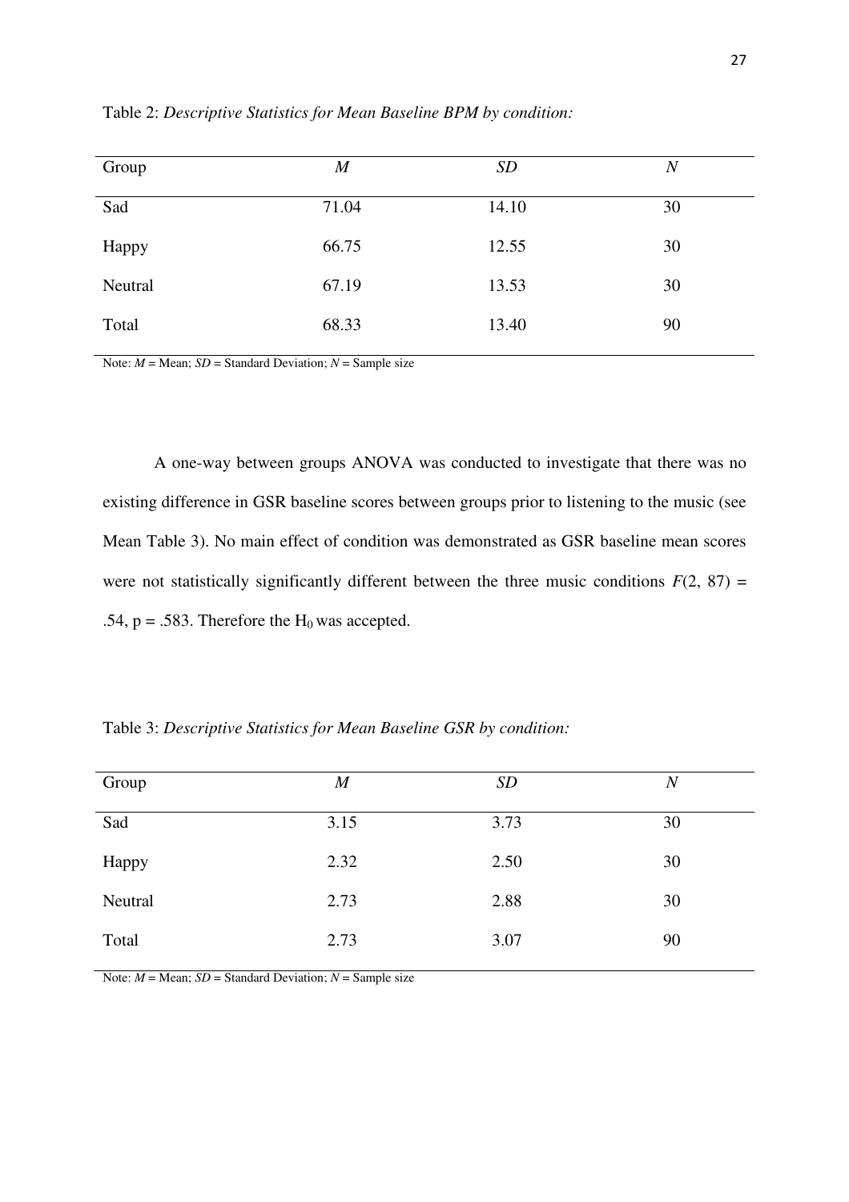Table 2: *Descriptive Statistics for Mean Baseline BPM by condition:*

| Group | *M* | *SD* | *N* |
|---|---|---|---|
| Sad | 71.04 | 14.10 | 30 |
| Happy | 66.75 | 12.55 | 30 |
| Neutral | 67.19 | 13.53 | 30 |
| Total | 68.33 | 13.40 | 90 |

Note: *M* = Mean; *SD* = Standard Deviation; *N* = Sample size

A one-way between groups ANOVA was conducted to investigate that there was no existing difference in GSR baseline scores between groups prior to listening to the music (see Mean Table 3). No main effect of condition was demonstrated as GSR baseline mean scores were not statistically significantly different between the three music conditions $F(2, 87) = .54$, $p = .583$. Therefore the $H_0$ was accepted.

Table 3: *Descriptive Statistics for Mean Baseline GSR by condition:*

| Group | *M* | *SD* | *N* |
|---|---|---|---|
| Sad | 3.15 | 3.73 | 30 |
| Happy | 2.32 | 2.50 | 30 |
| Neutral | 2.73 | 2.88 | 30 |
| Total | 2.73 | 3.07 | 90 |

Note: *M* = Mean; *SD* = Standard Deviation; *N* = Sample size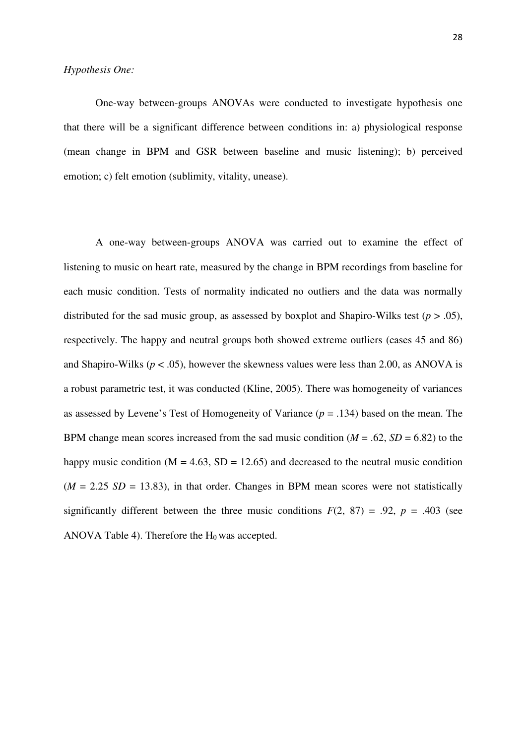*Hypothesis One:*

One-way between-groups ANOVAs were conducted to investigate hypothesis one that there will be a significant difference between conditions in: a) physiological response (mean change in BPM and GSR between baseline and music listening); b) perceived emotion; c) felt emotion (sublimity, vitality, unease).

A one-way between-groups ANOVA was carried out to examine the effect of listening to music on heart rate, measured by the change in BPM recordings from baseline for each music condition. Tests of normality indicated no outliers and the data was normally distributed for the sad music group, as assessed by boxplot and Shapiro-Wilks test ($p > .05$), respectively. The happy and neutral groups both showed extreme outliers (cases 45 and 86) and Shapiro-Wilks ($p < .05$), however the skewness values were less than 2.00, as ANOVA is a robust parametric test, it was conducted (Kline, 2005). There was homogeneity of variances as assessed by Levene's Test of Homogeneity of Variance ($p = .134$) based on the mean. The BPM change mean scores increased from the sad music condition ($M = .62$, $SD = 6.82$) to the happy music condition ($M = 4.63$, $SD = 12.65$) and decreased to the neutral music condition ($M = 2.25$ $SD = 13.83$), in that order. Changes in BPM mean scores were not statistically significantly different between the three music conditions $F(2, 87) = .92$, $p = .403$ (see ANOVA Table 4). Therefore the $H_0$ was accepted.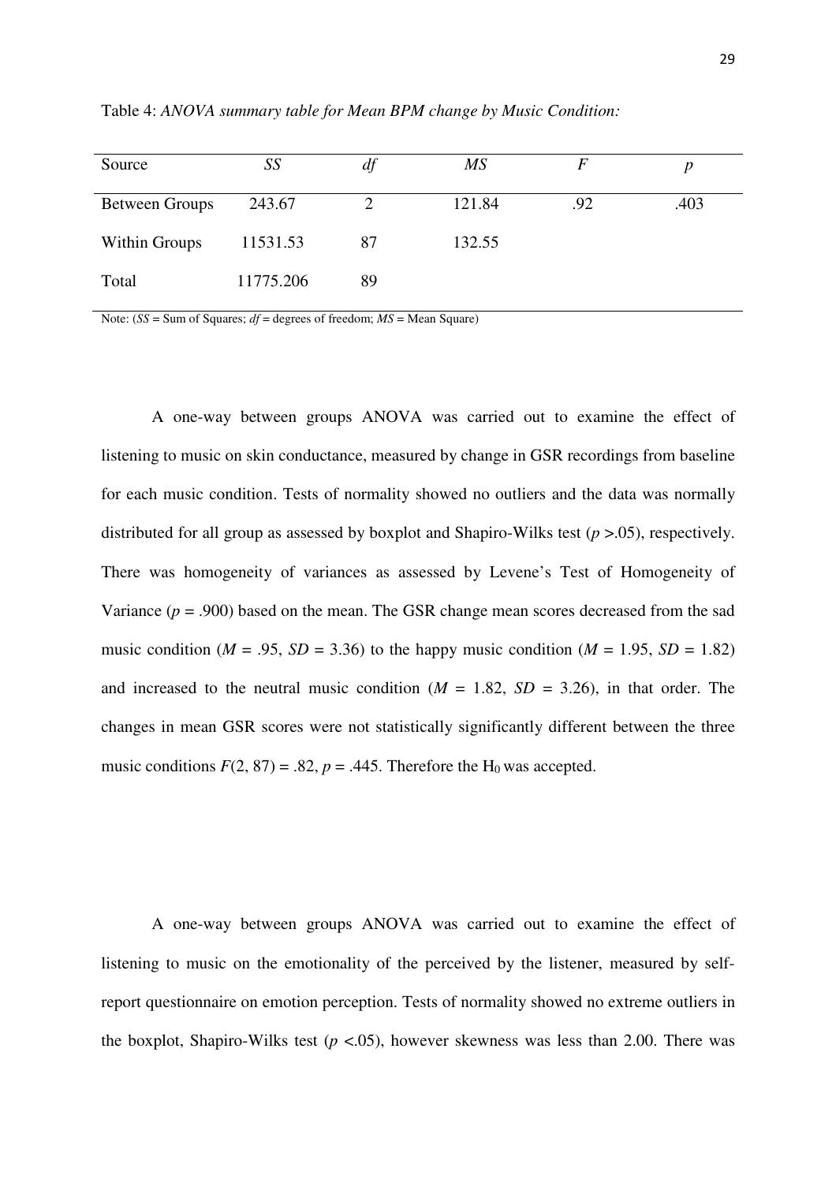Table 4: *ANOVA summary table for Mean BPM change by Music Condition:*

| Source | *SS* | *df* | *MS* | *F* | *p* |
|---|---|---|---|---|---|
| Between Groups | 243.67 | 2 | 121.84 | .92 | .403 |
| Within Groups | 11531.53 | 87 | 132.55 | | |
| Total | 11775.206 | 89 | | | |

Note: (*SS* = Sum of Squares; *df* = degrees of freedom; *MS* = Mean Square)

A one-way between groups ANOVA was carried out to examine the effect of listening to music on skin conductance, measured by change in GSR recordings from baseline for each music condition. Tests of normality showed no outliers and the data was normally distributed for all group as assessed by boxplot and Shapiro-Wilks test ($p$ >.05), respectively. There was homogeneity of variances as assessed by Levene's Test of Homogeneity of Variance ($p$ = .900) based on the mean. The GSR change mean scores decreased from the sad music condition ($M$ = .95, $SD$ = 3.36) to the happy music condition ($M$ = 1.95, $SD$ = 1.82) and increased to the neutral music condition ($M$ = 1.82, $SD$ = 3.26), in that order. The changes in mean GSR scores were not statistically significantly different between the three music conditions $F(2, 87) = .82$, $p = .445$. Therefore the $H_0$ was accepted.

A one-way between groups ANOVA was carried out to examine the effect of listening to music on the emotionality of the perceived by the listener, measured by self-report questionnaire on emotion perception. Tests of normality showed no extreme outliers in the boxplot, Shapiro-Wilks test ($p$ <.05), however skewness was less than 2.00. There was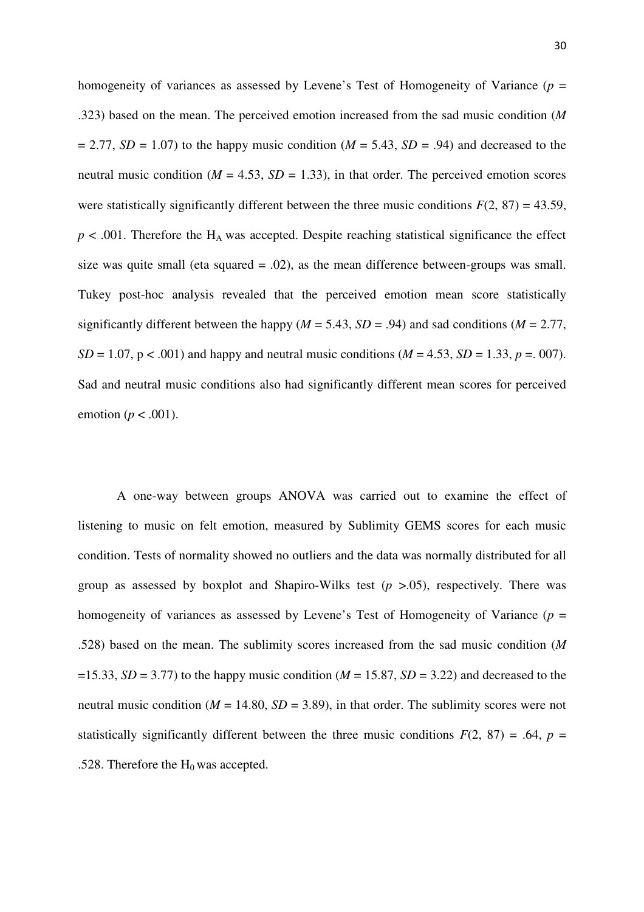homogeneity of variances as assessed by Levene's Test of Homogeneity of Variance ($p$ = .323) based on the mean. The perceived emotion increased from the sad music condition ($M$ = 2.77, $SD$ = 1.07) to the happy music condition ($M$ = 5.43, $SD$ = .94) and decreased to the neutral music condition ($M$ = 4.53, $SD$ = 1.33), in that order. The perceived emotion scores were statistically significantly different between the three music conditions $F(2, 87) = 43.59$, $p < .001$. Therefore the $H_A$ was accepted. Despite reaching statistical significance the effect size was quite small (eta squared = .02), as the mean difference between-groups was small. Tukey post-hoc analysis revealed that the perceived emotion mean score statistically significantly different between the happy ($M$ = 5.43, $SD$ = .94) and sad conditions ($M$ = 2.77, $SD$ = 1.07, $p < .001$) and happy and neutral music conditions ($M$ = 4.53, $SD$ = 1.33, $p$ =. 007). Sad and neutral music conditions also had significantly different mean scores for perceived emotion ($p < .001$).

A one-way between groups ANOVA was carried out to examine the effect of listening to music on felt emotion, measured by Sublimity GEMS scores for each music condition. Tests of normality showed no outliers and the data was normally distributed for all group as assessed by boxplot and Shapiro-Wilks test ($p$ >.05), respectively. There was homogeneity of variances as assessed by Levene's Test of Homogeneity of Variance ($p$ = .528) based on the mean. The sublimity scores increased from the sad music condition ($M$ =15.33, $SD$ = 3.77) to the happy music condition ($M$ = 15.87, $SD$ = 3.22) and decreased to the neutral music condition ($M$ = 14.80, $SD$ = 3.89), in that order. The sublimity scores were not statistically significantly different between the three music conditions $F(2, 87) = .64$, $p$ = .528. Therefore the $H_0$ was accepted.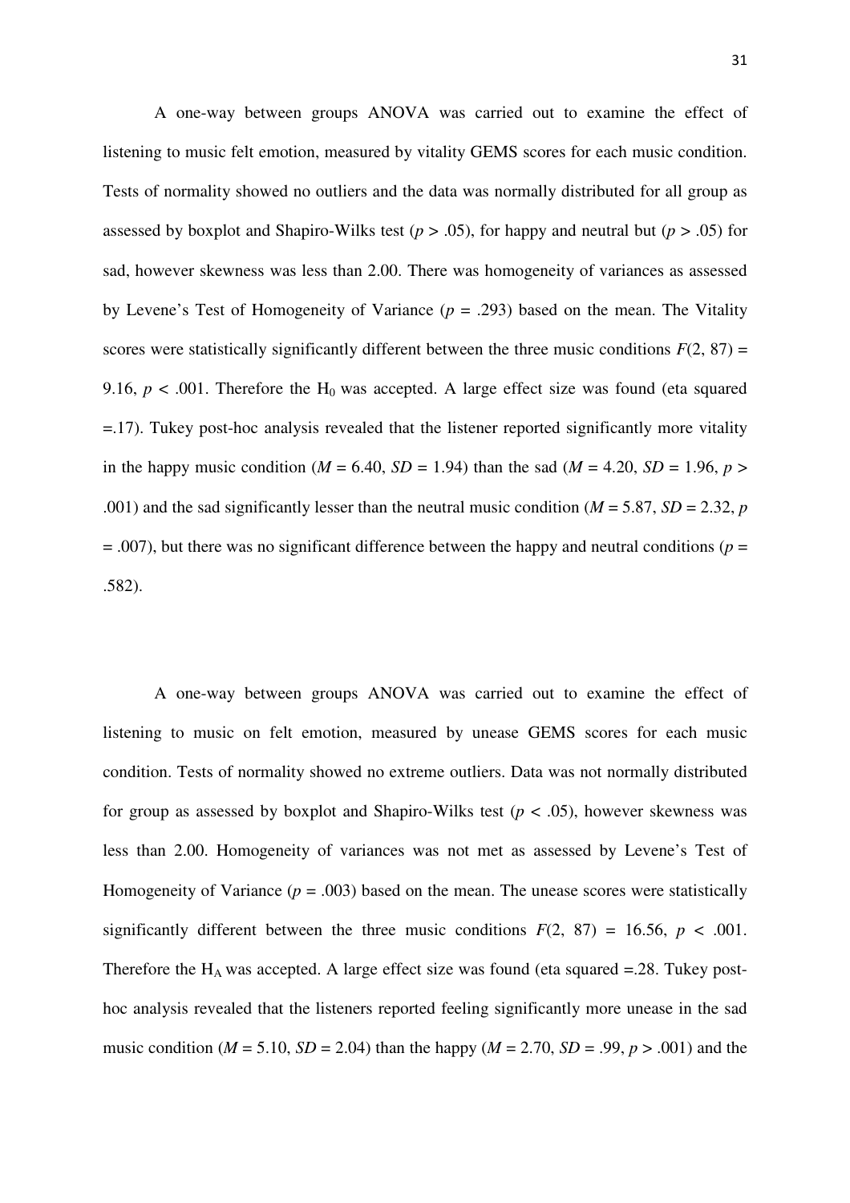A one-way between groups ANOVA was carried out to examine the effect of listening to music felt emotion, measured by vitality GEMS scores for each music condition. Tests of normality showed no outliers and the data was normally distributed for all group as assessed by boxplot and Shapiro-Wilks test ($p > .05$), for happy and neutral but ($p > .05$) for sad, however skewness was less than 2.00. There was homogeneity of variances as assessed by Levene's Test of Homogeneity of Variance ($p = .293$) based on the mean. The Vitality scores were statistically significantly different between the three music conditions $F(2, 87) = 9.16$, $p < .001$. Therefore the $H_0$ was accepted. A large effect size was found (eta squared =.17). Tukey post-hoc analysis revealed that the listener reported significantly more vitality in the happy music condition ($M = 6.40$, $SD = 1.94$) than the sad ($M = 4.20$, $SD = 1.96$, $p > .001$) and the sad significantly lesser than the neutral music condition ($M = 5.87$, $SD = 2.32$, $p = .007$), but there was no significant difference between the happy and neutral conditions ($p = .582$).

A one-way between groups ANOVA was carried out to examine the effect of listening to music on felt emotion, measured by unease GEMS scores for each music condition. Tests of normality showed no extreme outliers. Data was not normally distributed for group as assessed by boxplot and Shapiro-Wilks test ($p < .05$), however skewness was less than 2.00. Homogeneity of variances was not met as assessed by Levene's Test of Homogeneity of Variance ($p = .003$) based on the mean. The unease scores were statistically significantly different between the three music conditions $F(2, 87) = 16.56$, $p < .001$. Therefore the $H_A$ was accepted. A large effect size was found (eta squared =.28. Tukey post-hoc analysis revealed that the listeners reported feeling significantly more unease in the sad music condition ($M = 5.10$, $SD = 2.04$) than the happy ($M = 2.70$, $SD = .99$, $p > .001$) and the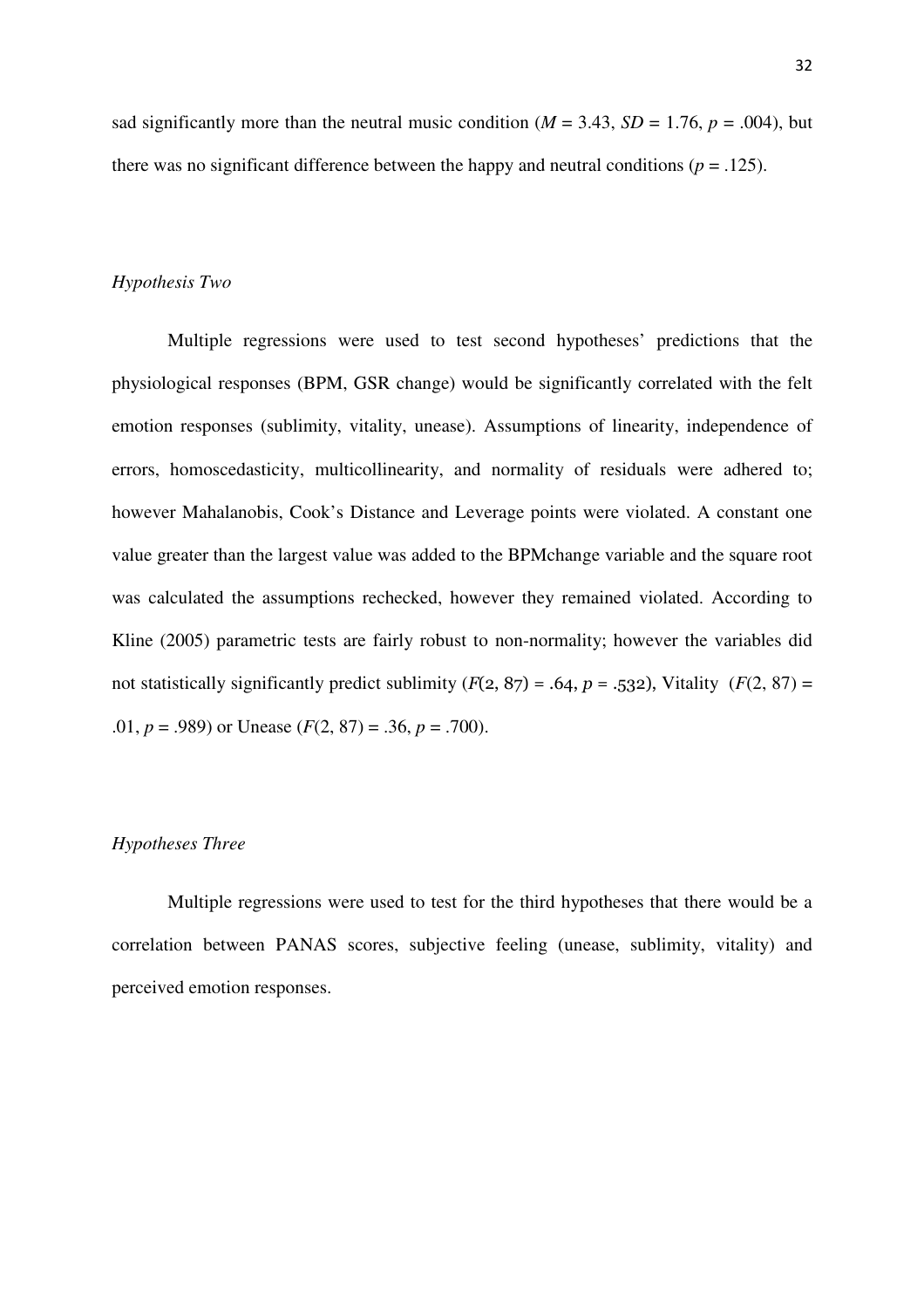sad significantly more than the neutral music condition ($M = 3.43$, $SD = 1.76$, $p = .004$), but there was no significant difference between the happy and neutral conditions ($p = .125$).

### *Hypothesis Two*

Multiple regressions were used to test second hypotheses' predictions that the physiological responses (BPM, GSR change) would be significantly correlated with the felt emotion responses (sublimity, vitality, unease). Assumptions of linearity, independence of errors, homoscedasticity, multicollinearity, and normality of residuals were adhered to; however Mahalanobis, Cook's Distance and Leverage points were violated. A constant one value greater than the largest value was added to the BPMchange variable and the square root was calculated the assumptions rechecked, however they remained violated. According to Kline (2005) parametric tests are fairly robust to non-normality; however the variables did not statistically significantly predict sublimity ($F(2, 87) = .64$, $p = .532$), Vitality ($F(2, 87) = .01$, $p = .989$) or Unease ($F(2, 87) = .36$, $p = .700$).

### *Hypotheses Three*

Multiple regressions were used to test for the third hypotheses that there would be a correlation between PANAS scores, subjective feeling (unease, sublimity, vitality) and perceived emotion responses.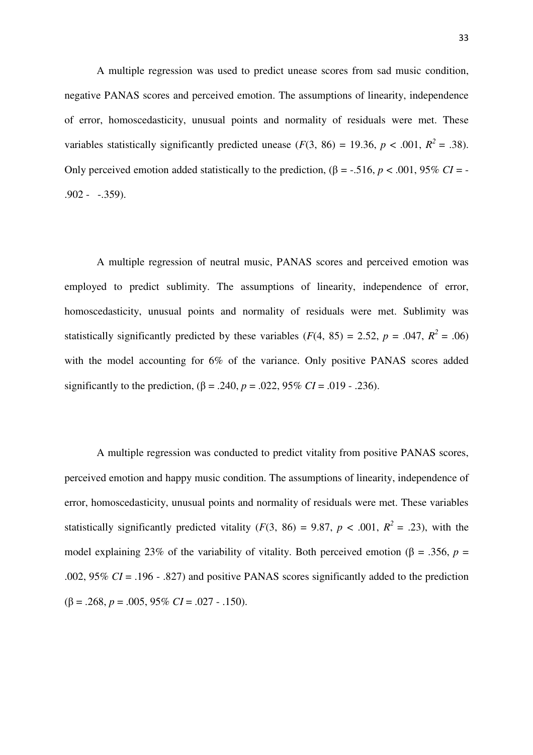A multiple regression was used to predict unease scores from sad music condition, negative PANAS scores and perceived emotion. The assumptions of linearity, independence of error, homoscedasticity, unusual points and normality of residuals were met. These variables statistically significantly predicted unease ($F(3, 86) = 19.36$, $p < .001$, $R^2 = .38$). Only perceived emotion added statistically to the prediction, (β = -.516, $p < .001$, 95% $CI$ = -.902 - -.359).

A multiple regression of neutral music, PANAS scores and perceived emotion was employed to predict sublimity. The assumptions of linearity, independence of error, homoscedasticity, unusual points and normality of residuals were met. Sublimity was statistically significantly predicted by these variables ($F(4, 85) = 2.52$, $p = .047$, $R^2 = .06$) with the model accounting for 6% of the variance. Only positive PANAS scores added significantly to the prediction, (β = .240, $p = .022$, 95% $CI$ = .019 - .236).

A multiple regression was conducted to predict vitality from positive PANAS scores, perceived emotion and happy music condition. The assumptions of linearity, independence of error, homoscedasticity, unusual points and normality of residuals were met. These variables statistically significantly predicted vitality ($F(3, 86) = 9.87$, $p < .001$, $R^2 = .23$), with the model explaining 23% of the variability of vitality. Both perceived emotion (β = .356, $p = .002$, 95% $CI$ = .196 - .827) and positive PANAS scores significantly added to the prediction (β = .268, $p = .005$, 95% $CI$ = .027 - .150).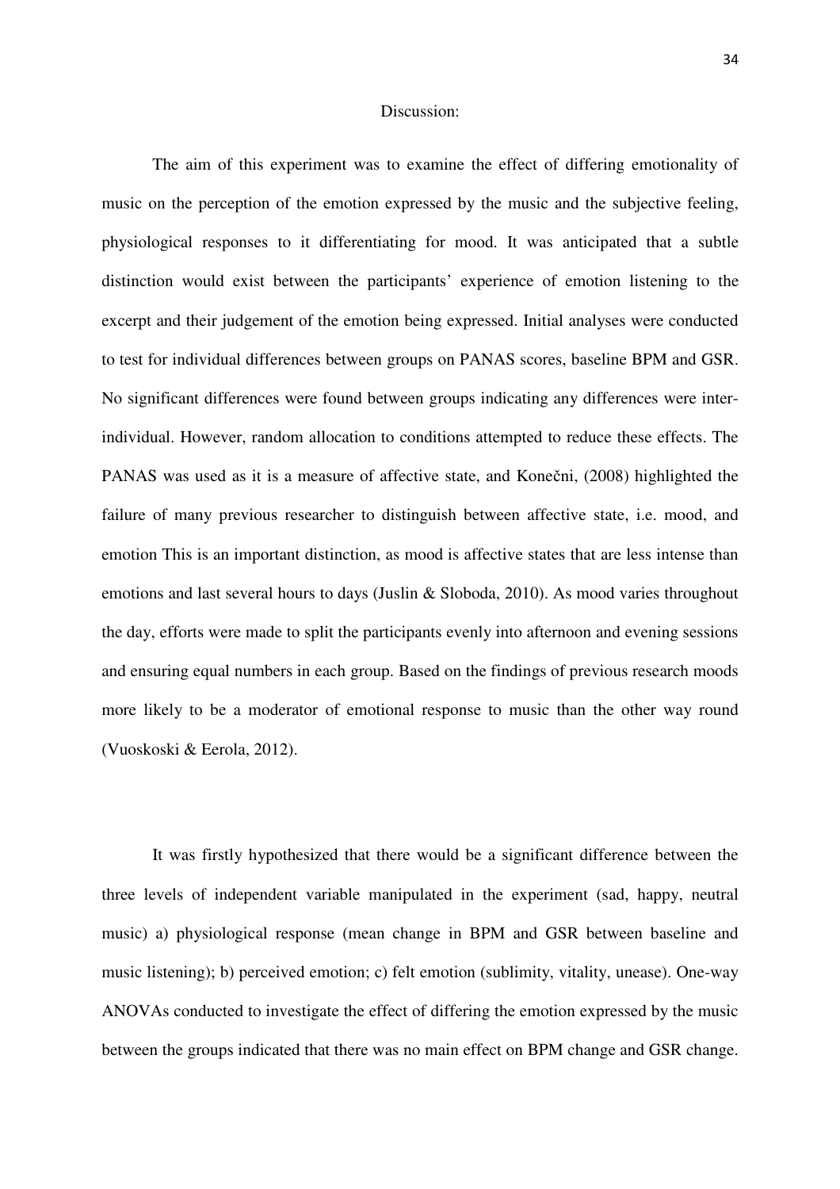## Discussion:

The aim of this experiment was to examine the effect of differing emotionality of music on the perception of the emotion expressed by the music and the subjective feeling, physiological responses to it differentiating for mood. It was anticipated that a subtle distinction would exist between the participants' experience of emotion listening to the excerpt and their judgement of the emotion being expressed. Initial analyses were conducted to test for individual differences between groups on PANAS scores, baseline BPM and GSR. No significant differences were found between groups indicating any differences were inter-individual. However, random allocation to conditions attempted to reduce these effects. The PANAS was used as it is a measure of affective state, and Konečni, (2008) highlighted the failure of many previous researcher to distinguish between affective state, i.e. mood, and emotion This is an important distinction, as mood is affective states that are less intense than emotions and last several hours to days (Juslin & Sloboda, 2010). As mood varies throughout the day, efforts were made to split the participants evenly into afternoon and evening sessions and ensuring equal numbers in each group. Based on the findings of previous research moods more likely to be a moderator of emotional response to music than the other way round (Vuoskoski & Eerola, 2012).

It was firstly hypothesized that there would be a significant difference between the three levels of independent variable manipulated in the experiment (sad, happy, neutral music) a) physiological response (mean change in BPM and GSR between baseline and music listening); b) perceived emotion; c) felt emotion (sublimity, vitality, unease). One-way ANOVAs conducted to investigate the effect of differing the emotion expressed by the music between the groups indicated that there was no main effect on BPM change and GSR change.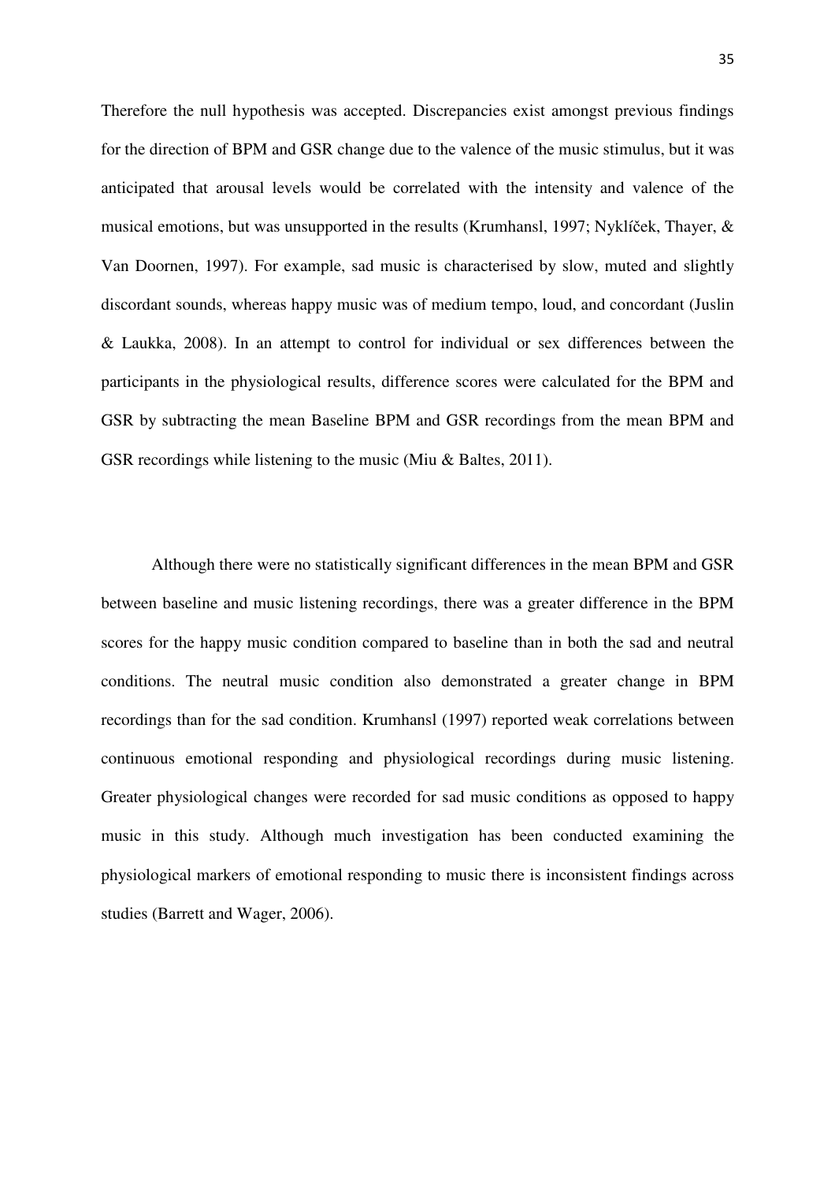Therefore the null hypothesis was accepted. Discrepancies exist amongst previous findings for the direction of BPM and GSR change due to the valence of the music stimulus, but it was anticipated that arousal levels would be correlated with the intensity and valence of the musical emotions, but was unsupported in the results (Krumhansl, 1997; Nyklíček, Thayer, & Van Doornen, 1997). For example, sad music is characterised by slow, muted and slightly discordant sounds, whereas happy music was of medium tempo, loud, and concordant (Juslin & Laukka, 2008). In an attempt to control for individual or sex differences between the participants in the physiological results, difference scores were calculated for the BPM and GSR by subtracting the mean Baseline BPM and GSR recordings from the mean BPM and GSR recordings while listening to the music (Miu & Baltes, 2011).

Although there were no statistically significant differences in the mean BPM and GSR between baseline and music listening recordings, there was a greater difference in the BPM scores for the happy music condition compared to baseline than in both the sad and neutral conditions. The neutral music condition also demonstrated a greater change in BPM recordings than for the sad condition. Krumhansl (1997) reported weak correlations between continuous emotional responding and physiological recordings during music listening. Greater physiological changes were recorded for sad music conditions as opposed to happy music in this study. Although much investigation has been conducted examining the physiological markers of emotional responding to music there is inconsistent findings across studies (Barrett and Wager, 2006).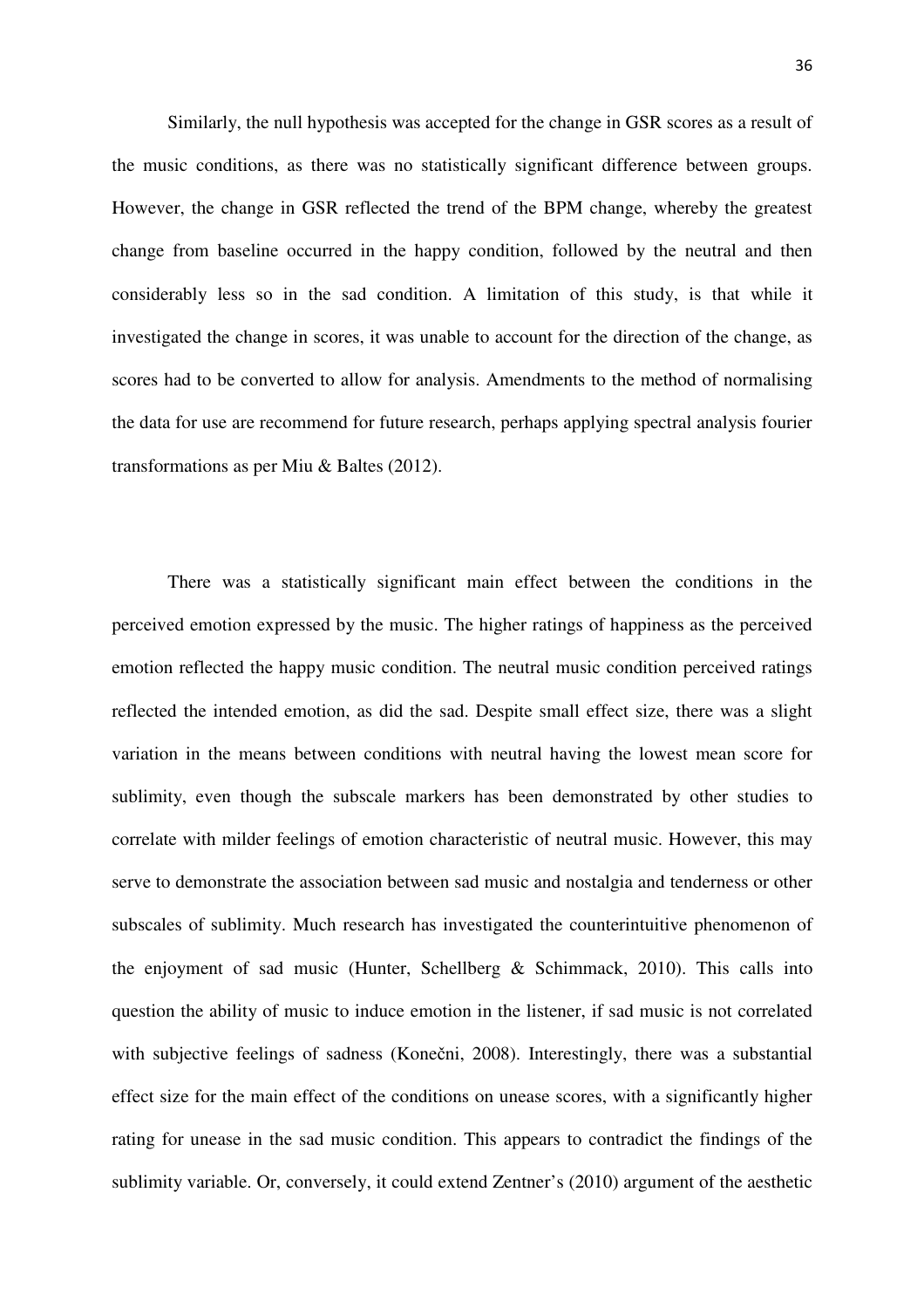Similarly, the null hypothesis was accepted for the change in GSR scores as a result of the music conditions, as there was no statistically significant difference between groups. However, the change in GSR reflected the trend of the BPM change, whereby the greatest change from baseline occurred in the happy condition, followed by the neutral and then considerably less so in the sad condition. A limitation of this study, is that while it investigated the change in scores, it was unable to account for the direction of the change, as scores had to be converted to allow for analysis. Amendments to the method of normalising the data for use are recommend for future research, perhaps applying spectral analysis fourier transformations as per Miu & Baltes (2012).

There was a statistically significant main effect between the conditions in the perceived emotion expressed by the music. The higher ratings of happiness as the perceived emotion reflected the happy music condition. The neutral music condition perceived ratings reflected the intended emotion, as did the sad. Despite small effect size, there was a slight variation in the means between conditions with neutral having the lowest mean score for sublimity, even though the subscale markers has been demonstrated by other studies to correlate with milder feelings of emotion characteristic of neutral music. However, this may serve to demonstrate the association between sad music and nostalgia and tenderness or other subscales of sublimity. Much research has investigated the counterintuitive phenomenon of the enjoyment of sad music (Hunter, Schellberg & Schimmack, 2010). This calls into question the ability of music to induce emotion in the listener, if sad music is not correlated with subjective feelings of sadness (Konečni, 2008). Interestingly, there was a substantial effect size for the main effect of the conditions on unease scores, with a significantly higher rating for unease in the sad music condition. This appears to contradict the findings of the sublimity variable. Or, conversely, it could extend Zentner's (2010) argument of the aesthetic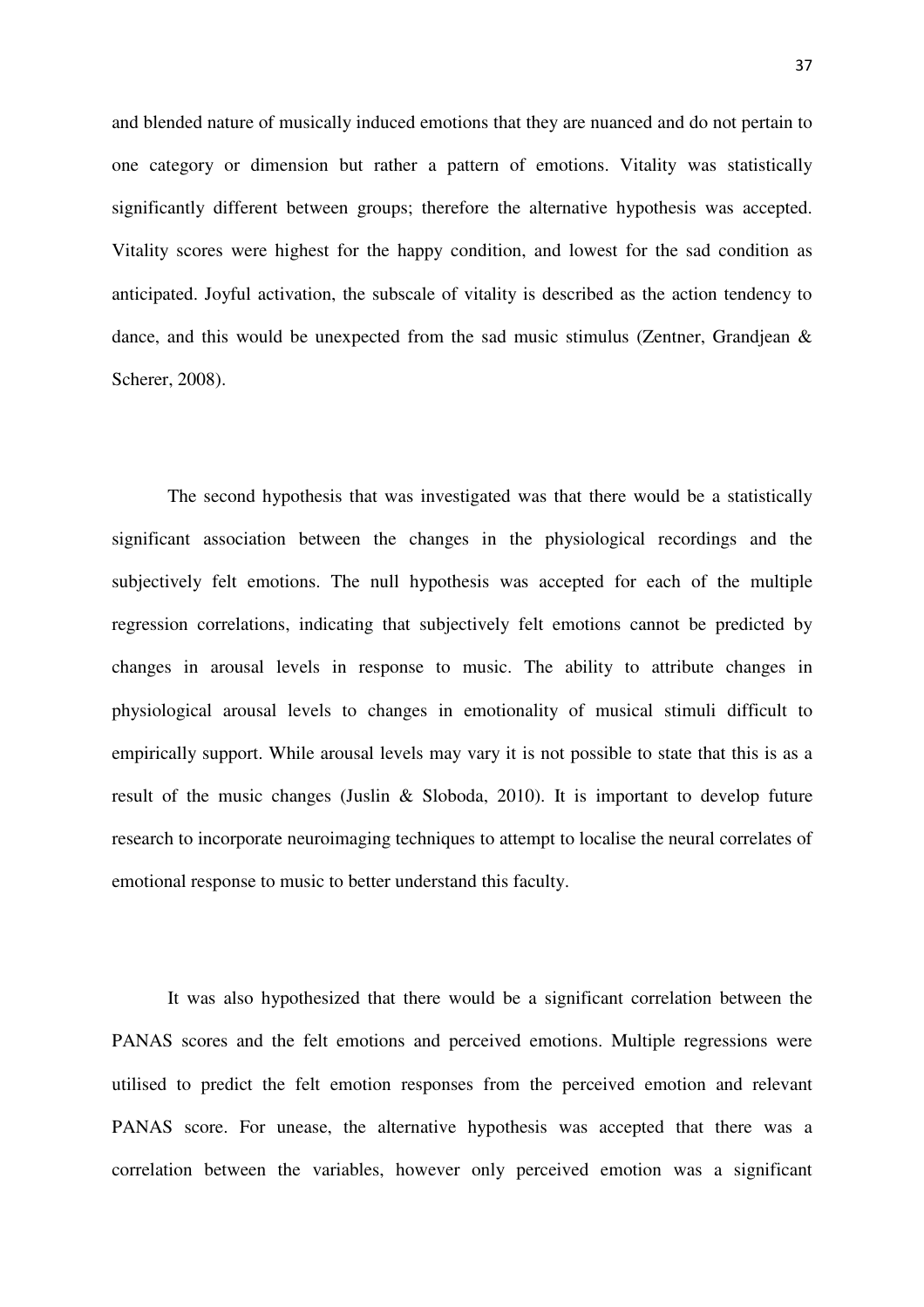and blended nature of musically induced emotions that they are nuanced and do not pertain to one category or dimension but rather a pattern of emotions. Vitality was statistically significantly different between groups; therefore the alternative hypothesis was accepted. Vitality scores were highest for the happy condition, and lowest for the sad condition as anticipated. Joyful activation, the subscale of vitality is described as the action tendency to dance, and this would be unexpected from the sad music stimulus (Zentner, Grandjean & Scherer, 2008).

The second hypothesis that was investigated was that there would be a statistically significant association between the changes in the physiological recordings and the subjectively felt emotions. The null hypothesis was accepted for each of the multiple regression correlations, indicating that subjectively felt emotions cannot be predicted by changes in arousal levels in response to music. The ability to attribute changes in physiological arousal levels to changes in emotionality of musical stimuli difficult to empirically support. While arousal levels may vary it is not possible to state that this is as a result of the music changes (Juslin & Sloboda, 2010). It is important to develop future research to incorporate neuroimaging techniques to attempt to localise the neural correlates of emotional response to music to better understand this faculty.

It was also hypothesized that there would be a significant correlation between the PANAS scores and the felt emotions and perceived emotions. Multiple regressions were utilised to predict the felt emotion responses from the perceived emotion and relevant PANAS score. For unease, the alternative hypothesis was accepted that there was a correlation between the variables, however only perceived emotion was a significant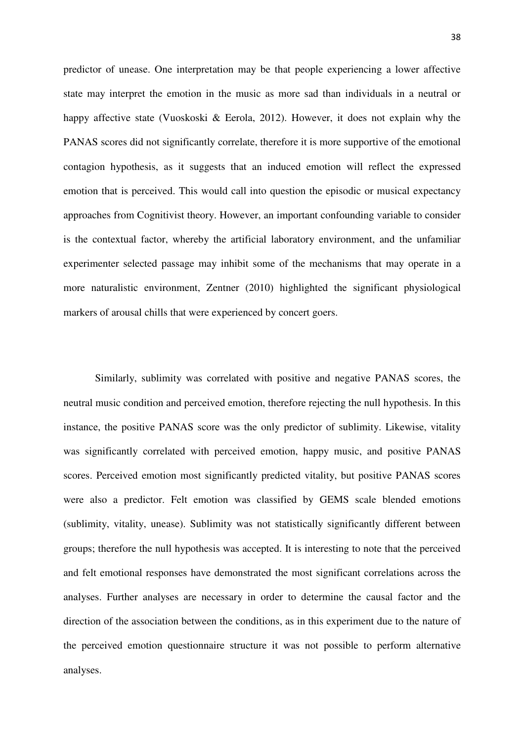predictor of unease. One interpretation may be that people experiencing a lower affective state may interpret the emotion in the music as more sad than individuals in a neutral or happy affective state (Vuoskoski & Eerola, 2012). However, it does not explain why the PANAS scores did not significantly correlate, therefore it is more supportive of the emotional contagion hypothesis, as it suggests that an induced emotion will reflect the expressed emotion that is perceived. This would call into question the episodic or musical expectancy approaches from Cognitivist theory. However, an important confounding variable to consider is the contextual factor, whereby the artificial laboratory environment, and the unfamiliar experimenter selected passage may inhibit some of the mechanisms that may operate in a more naturalistic environment, Zentner (2010) highlighted the significant physiological markers of arousal chills that were experienced by concert goers.

Similarly, sublimity was correlated with positive and negative PANAS scores, the neutral music condition and perceived emotion, therefore rejecting the null hypothesis. In this instance, the positive PANAS score was the only predictor of sublimity. Likewise, vitality was significantly correlated with perceived emotion, happy music, and positive PANAS scores. Perceived emotion most significantly predicted vitality, but positive PANAS scores were also a predictor. Felt emotion was classified by GEMS scale blended emotions (sublimity, vitality, unease). Sublimity was not statistically significantly different between groups; therefore the null hypothesis was accepted. It is interesting to note that the perceived and felt emotional responses have demonstrated the most significant correlations across the analyses. Further analyses are necessary in order to determine the causal factor and the direction of the association between the conditions, as in this experiment due to the nature of the perceived emotion questionnaire structure it was not possible to perform alternative analyses.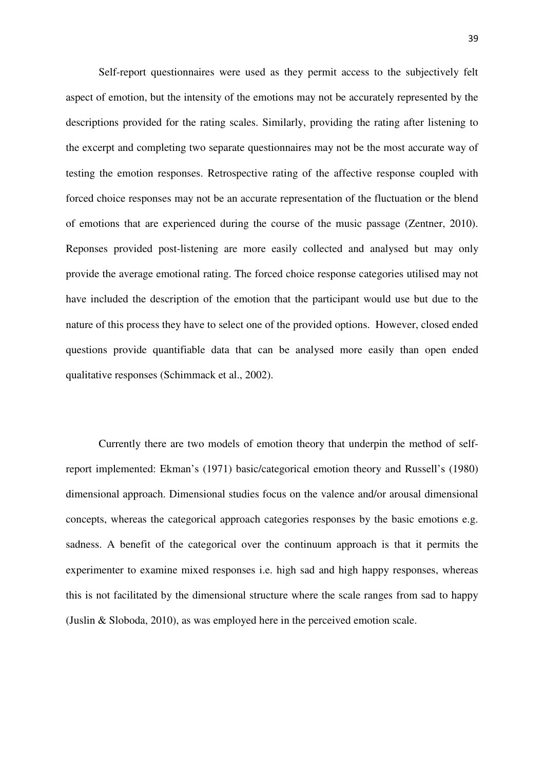Self-report questionnaires were used as they permit access to the subjectively felt aspect of emotion, but the intensity of the emotions may not be accurately represented by the descriptions provided for the rating scales. Similarly, providing the rating after listening to the excerpt and completing two separate questionnaires may not be the most accurate way of testing the emotion responses. Retrospective rating of the affective response coupled with forced choice responses may not be an accurate representation of the fluctuation or the blend of emotions that are experienced during the course of the music passage (Zentner, 2010). Reponses provided post-listening are more easily collected and analysed but may only provide the average emotional rating. The forced choice response categories utilised may not have included the description of the emotion that the participant would use but due to the nature of this process they have to select one of the provided options. However, closed ended questions provide quantifiable data that can be analysed more easily than open ended qualitative responses (Schimmack et al., 2002).

Currently there are two models of emotion theory that underpin the method of self-report implemented: Ekman's (1971) basic/categorical emotion theory and Russell's (1980) dimensional approach. Dimensional studies focus on the valence and/or arousal dimensional concepts, whereas the categorical approach categories responses by the basic emotions e.g. sadness. A benefit of the categorical over the continuum approach is that it permits the experimenter to examine mixed responses i.e. high sad and high happy responses, whereas this is not facilitated by the dimensional structure where the scale ranges from sad to happy (Juslin & Sloboda, 2010), as was employed here in the perceived emotion scale.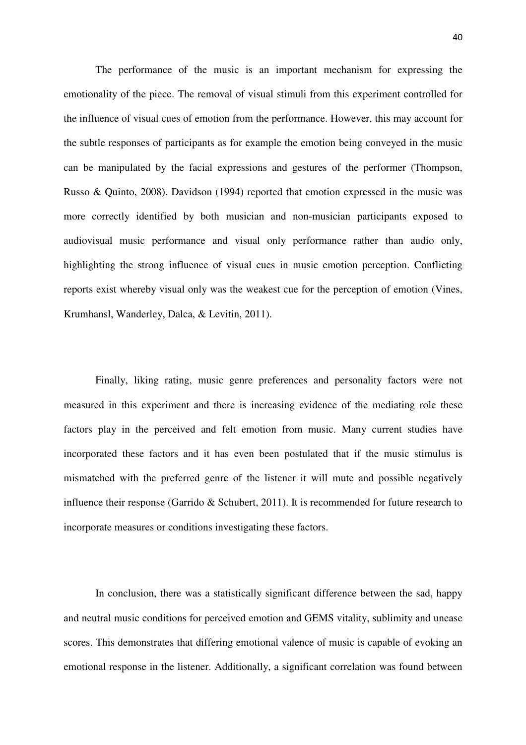The performance of the music is an important mechanism for expressing the emotionality of the piece. The removal of visual stimuli from this experiment controlled for the influence of visual cues of emotion from the performance. However, this may account for the subtle responses of participants as for example the emotion being conveyed in the music can be manipulated by the facial expressions and gestures of the performer (Thompson, Russo & Quinto, 2008). Davidson (1994) reported that emotion expressed in the music was more correctly identified by both musician and non-musician participants exposed to audiovisual music performance and visual only performance rather than audio only, highlighting the strong influence of visual cues in music emotion perception. Conflicting reports exist whereby visual only was the weakest cue for the perception of emotion (Vines, Krumhansl, Wanderley, Dalca, & Levitin, 2011).

Finally, liking rating, music genre preferences and personality factors were not measured in this experiment and there is increasing evidence of the mediating role these factors play in the perceived and felt emotion from music. Many current studies have incorporated these factors and it has even been postulated that if the music stimulus is mismatched with the preferred genre of the listener it will mute and possible negatively influence their response (Garrido & Schubert, 2011). It is recommended for future research to incorporate measures or conditions investigating these factors.

In conclusion, there was a statistically significant difference between the sad, happy and neutral music conditions for perceived emotion and GEMS vitality, sublimity and unease scores. This demonstrates that differing emotional valence of music is capable of evoking an emotional response in the listener. Additionally, a significant correlation was found between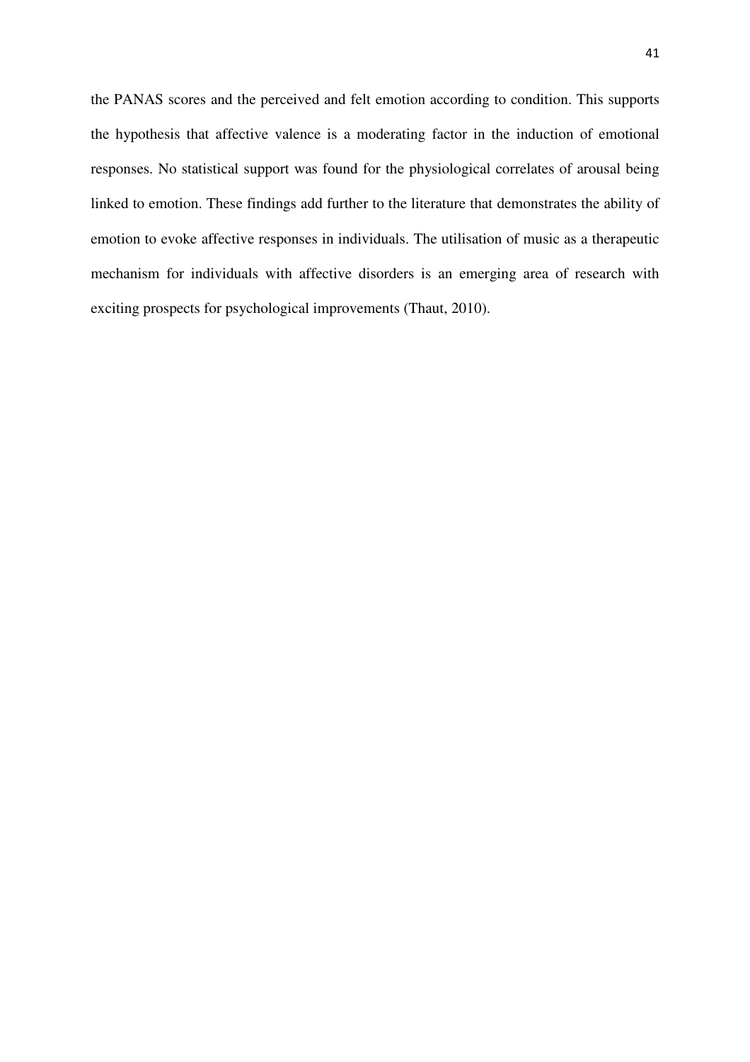the PANAS scores and the perceived and felt emotion according to condition. This supports the hypothesis that affective valence is a moderating factor in the induction of emotional responses. No statistical support was found for the physiological correlates of arousal being linked to emotion. These findings add further to the literature that demonstrates the ability of emotion to evoke affective responses in individuals. The utilisation of music as a therapeutic mechanism for individuals with affective disorders is an emerging area of research with exciting prospects for psychological improvements (Thaut, 2010).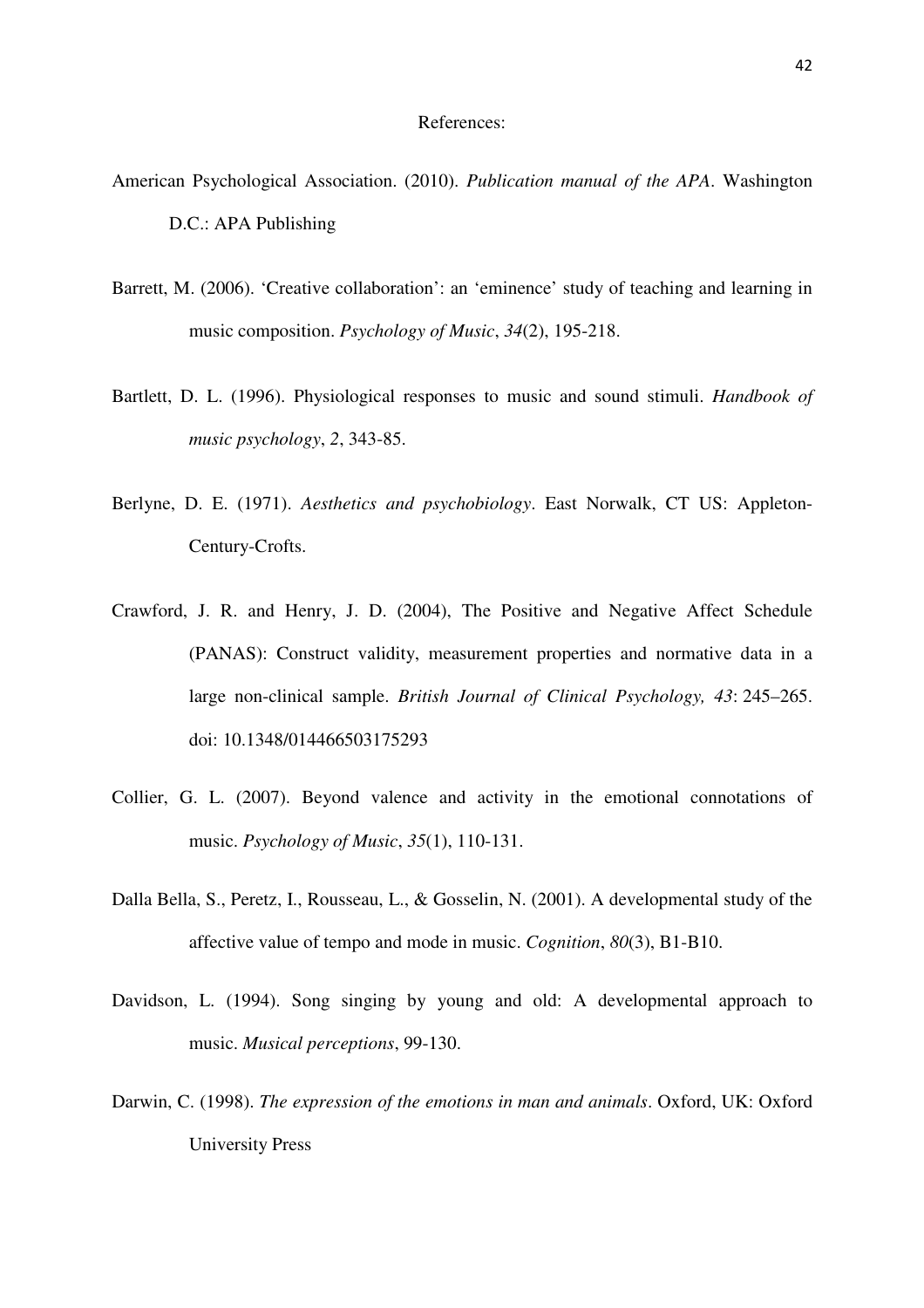References:

American Psychological Association. (2010). *Publication manual of the APA*. Washington D.C.: APA Publishing

Barrett, M. (2006). 'Creative collaboration': an 'eminence' study of teaching and learning in music composition. *Psychology of Music*, *34*(2), 195-218.

Bartlett, D. L. (1996). Physiological responses to music and sound stimuli. *Handbook of music psychology*, *2*, 343-85.

Berlyne, D. E. (1971). *Aesthetics and psychobiology*. East Norwalk, CT US: Appleton-Century-Crofts.

Crawford, J. R. and Henry, J. D. (2004), The Positive and Negative Affect Schedule (PANAS): Construct validity, measurement properties and normative data in a large non-clinical sample. *British Journal of Clinical Psychology, 43*: 245–265. doi: 10.1348/014466503175293

Collier, G. L. (2007). Beyond valence and activity in the emotional connotations of music. *Psychology of Music*, *35*(1), 110-131.

Dalla Bella, S., Peretz, I., Rousseau, L., & Gosselin, N. (2001). A developmental study of the affective value of tempo and mode in music. *Cognition*, *80*(3), B1-B10.

Davidson, L. (1994). Song singing by young and old: A developmental approach to music. *Musical perceptions*, 99-130.

Darwin, C. (1998). *The expression of the emotions in man and animals*. Oxford, UK: Oxford University Press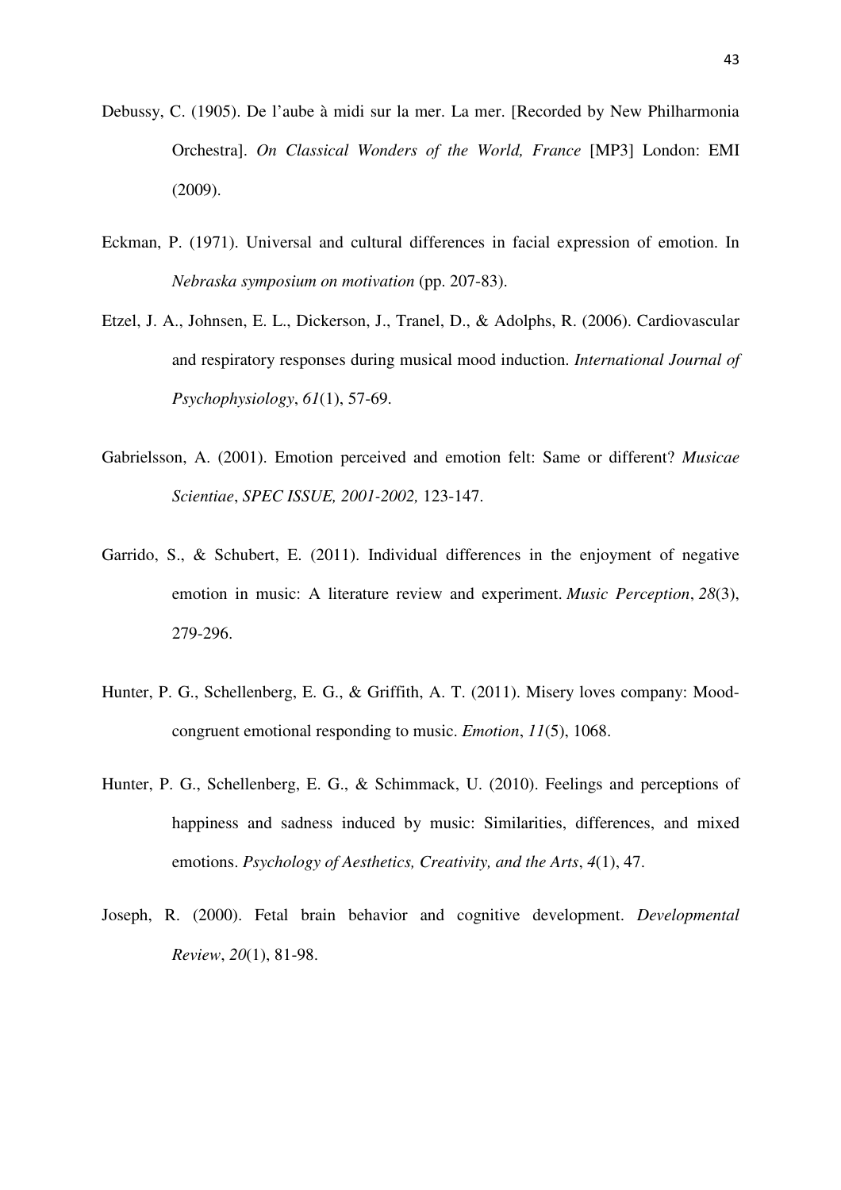Debussy, C. (1905). De l'aube à midi sur la mer. La mer. [Recorded by New Philharmonia Orchestra]. *On Classical Wonders of the World, France* [MP3] London: EMI (2009).

Eckman, P. (1971). Universal and cultural differences in facial expression of emotion. In *Nebraska symposium on motivation* (pp. 207-83).

Etzel, J. A., Johnsen, E. L., Dickerson, J., Tranel, D., & Adolphs, R. (2006). Cardiovascular and respiratory responses during musical mood induction. *International Journal of Psychophysiology*, *61*(1), 57-69.

Gabrielsson, A. (2001). Emotion perceived and emotion felt: Same or different? *Musicae Scientiae*, *SPEC ISSUE, 2001-2002,* 123-147.

Garrido, S., & Schubert, E. (2011). Individual differences in the enjoyment of negative emotion in music: A literature review and experiment. *Music Perception*, *28*(3), 279-296.

Hunter, P. G., Schellenberg, E. G., & Griffith, A. T. (2011). Misery loves company: Mood-congruent emotional responding to music. *Emotion*, *11*(5), 1068.

Hunter, P. G., Schellenberg, E. G., & Schimmack, U. (2010). Feelings and perceptions of happiness and sadness induced by music: Similarities, differences, and mixed emotions. *Psychology of Aesthetics, Creativity, and the Arts*, *4*(1), 47.

Joseph, R. (2000). Fetal brain behavior and cognitive development. *Developmental Review*, *20*(1), 81-98.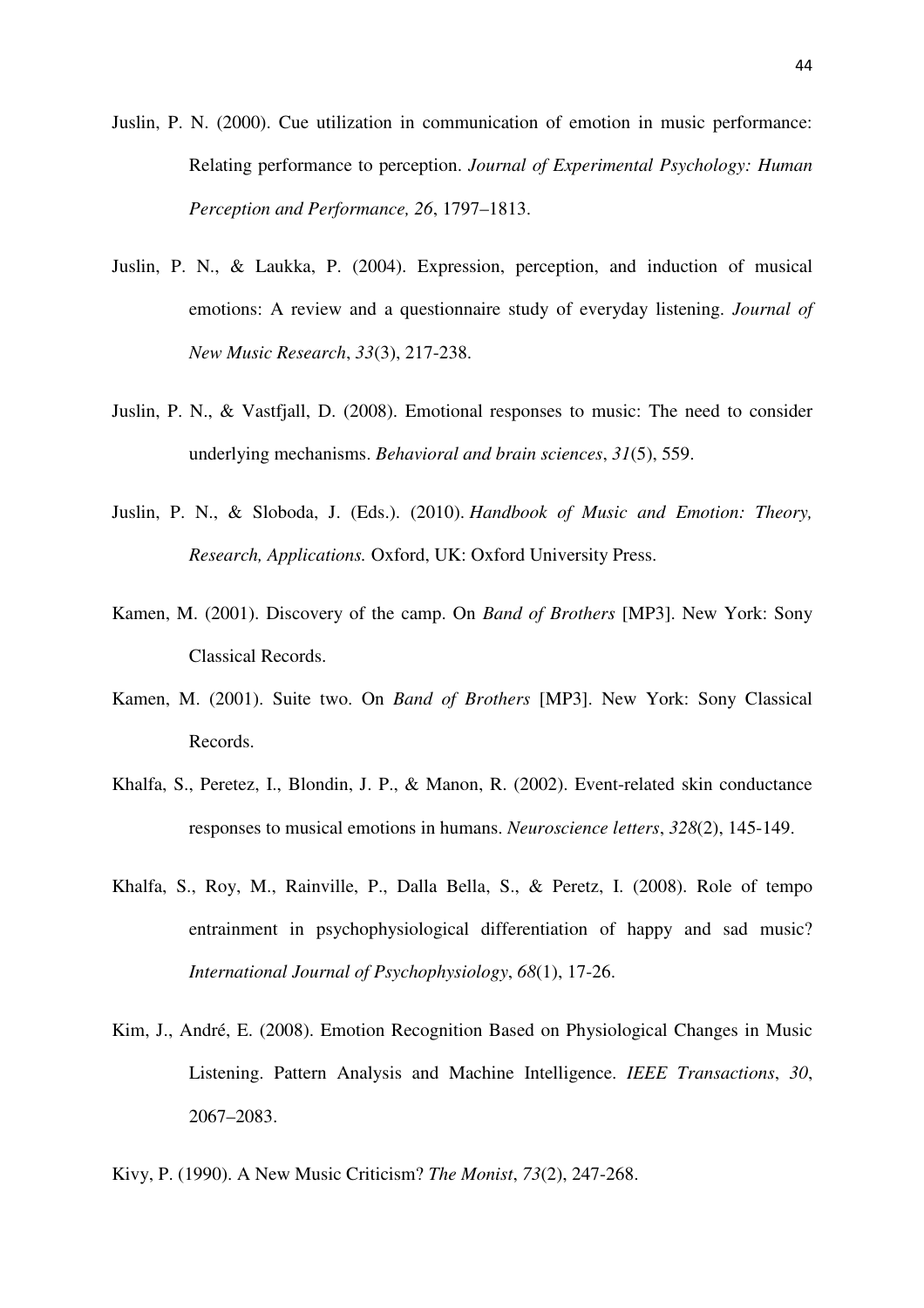Juslin, P. N. (2000). Cue utilization in communication of emotion in music performance: Relating performance to perception. *Journal of Experimental Psychology: Human Perception and Performance, 26*, 1797–1813.

Juslin, P. N., & Laukka, P. (2004). Expression, perception, and induction of musical emotions: A review and a questionnaire study of everyday listening. *Journal of New Music Research*, *33*(3), 217-238.

Juslin, P. N., & Vastfjall, D. (2008). Emotional responses to music: The need to consider underlying mechanisms. *Behavioral and brain sciences*, *31*(5), 559.

Juslin, P. N., & Sloboda, J. (Eds.). (2010). *Handbook of Music and Emotion: Theory, Research, Applications.* Oxford, UK: Oxford University Press.

Kamen, M. (2001). Discovery of the camp. On *Band of Brothers* [MP3]. New York: Sony Classical Records.

Kamen, M. (2001). Suite two. On *Band of Brothers* [MP3]. New York: Sony Classical Records.

Khalfa, S., Peretez, I., Blondin, J. P., & Manon, R. (2002). Event-related skin conductance responses to musical emotions in humans. *Neuroscience letters*, *328*(2), 145-149.

Khalfa, S., Roy, M., Rainville, P., Dalla Bella, S., & Peretz, I. (2008). Role of tempo entrainment in psychophysiological differentiation of happy and sad music? *International Journal of Psychophysiology*, *68*(1), 17-26.

Kim, J., André, E. (2008). Emotion Recognition Based on Physiological Changes in Music Listening. Pattern Analysis and Machine Intelligence. *IEEE Transactions*, *30*, 2067–2083.

Kivy, P. (1990). A New Music Criticism? *The Monist*, *73*(2), 247-268.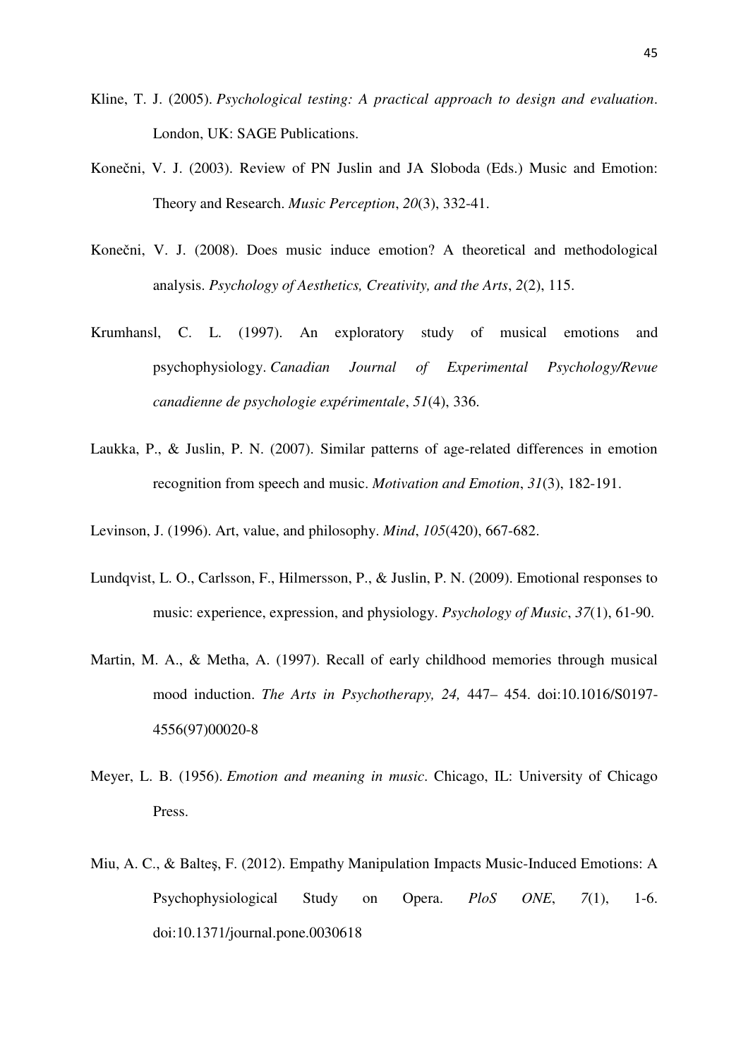Kline, T. J. (2005). *Psychological testing: A practical approach to design and evaluation*. London, UK: SAGE Publications.

Konečni, V. J. (2003). Review of PN Juslin and JA Sloboda (Eds.) Music and Emotion: Theory and Research. *Music Perception*, *20*(3), 332-41.

Konečni, V. J. (2008). Does music induce emotion? A theoretical and methodological analysis. *Psychology of Aesthetics, Creativity, and the Arts*, *2*(2), 115.

Krumhansl, C. L. (1997). An exploratory study of musical emotions and psychophysiology. *Canadian Journal of Experimental Psychology/Revue canadienne de psychologie expérimentale*, *51*(4), 336.

Laukka, P., & Juslin, P. N. (2007). Similar patterns of age-related differences in emotion recognition from speech and music. *Motivation and Emotion*, *31*(3), 182-191.

Levinson, J. (1996). Art, value, and philosophy. *Mind*, *105*(420), 667-682.

Lundqvist, L. O., Carlsson, F., Hilmersson, P., & Juslin, P. N. (2009). Emotional responses to music: experience, expression, and physiology. *Psychology of Music*, *37*(1), 61-90.

Martin, M. A., & Metha, A. (1997). Recall of early childhood memories through musical mood induction. *The Arts in Psychotherapy, 24,* 447– 454. doi:10.1016/S0197-4556(97)00020-8

Meyer, L. B. (1956). *Emotion and meaning in music*. Chicago, IL: University of Chicago Press.

Miu, A. C., & Balteş, F. (2012). Empathy Manipulation Impacts Music-Induced Emotions: A Psychophysiological Study on Opera. *PloS ONE*, *7*(1), 1-6. doi:10.1371/journal.pone.0030618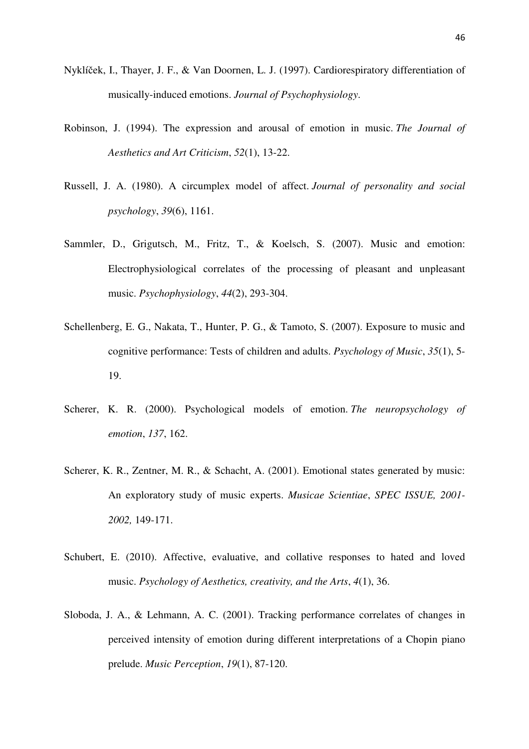Nyklíček, I., Thayer, J. F., & Van Doornen, L. J. (1997). Cardiorespiratory differentiation of musically-induced emotions. *Journal of Psychophysiology*.

Robinson, J. (1994). The expression and arousal of emotion in music. *The Journal of Aesthetics and Art Criticism*, *52*(1), 13-22.

Russell, J. A. (1980). A circumplex model of affect. *Journal of personality and social psychology*, *39*(6), 1161.

Sammler, D., Grigutsch, M., Fritz, T., & Koelsch, S. (2007). Music and emotion: Electrophysiological correlates of the processing of pleasant and unpleasant music. *Psychophysiology*, *44*(2), 293-304.

Schellenberg, E. G., Nakata, T., Hunter, P. G., & Tamoto, S. (2007). Exposure to music and cognitive performance: Tests of children and adults. *Psychology of Music*, *35*(1), 5-19.

Scherer, K. R. (2000). Psychological models of emotion. *The neuropsychology of emotion*, *137*, 162.

Scherer, K. R., Zentner, M. R., & Schacht, A. (2001). Emotional states generated by music: An exploratory study of music experts. *Musicae Scientiae*, *SPEC ISSUE, 2001-2002,* 149-171.

Schubert, E. (2010). Affective, evaluative, and collative responses to hated and loved music. *Psychology of Aesthetics, creativity, and the Arts*, *4*(1), 36.

Sloboda, J. A., & Lehmann, A. C. (2001). Tracking performance correlates of changes in perceived intensity of emotion during different interpretations of a Chopin piano prelude. *Music Perception*, *19*(1), 87-120.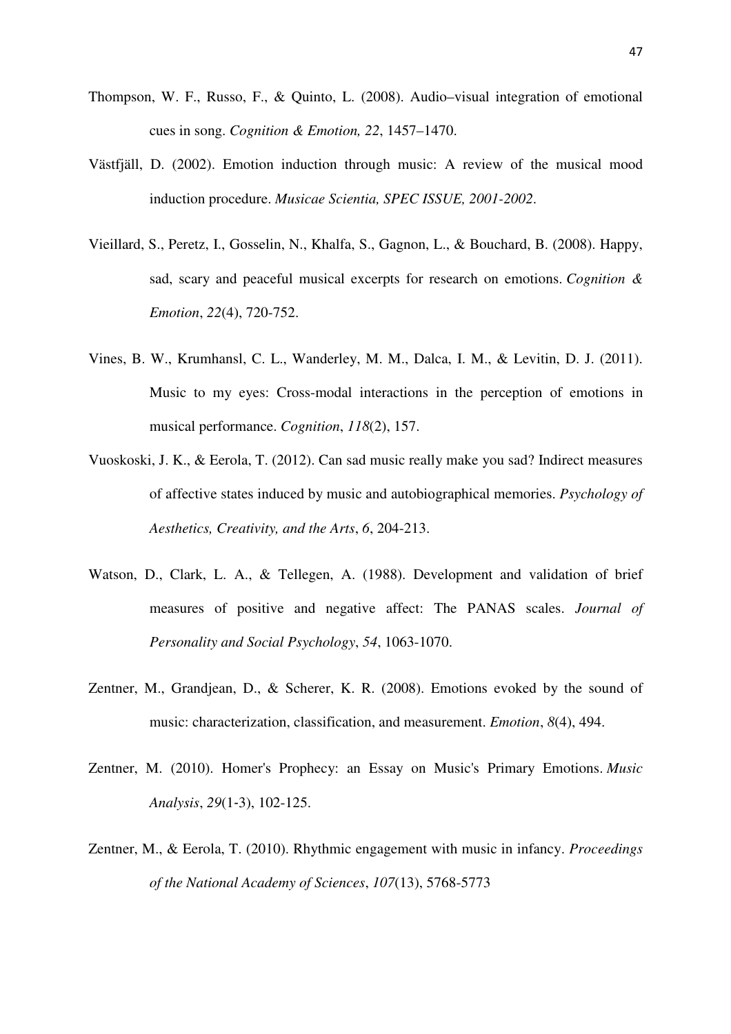Thompson, W. F., Russo, F., & Quinto, L. (2008). Audio–visual integration of emotional cues in song. *Cognition & Emotion, 22*, 1457–1470.

Västfjäll, D. (2002). Emotion induction through music: A review of the musical mood induction procedure. *Musicae Scientia, SPEC ISSUE, 2001-2002*.

Vieillard, S., Peretz, I., Gosselin, N., Khalfa, S., Gagnon, L., & Bouchard, B. (2008). Happy, sad, scary and peaceful musical excerpts for research on emotions. *Cognition & Emotion*, *22*(4), 720-752.

Vines, B. W., Krumhansl, C. L., Wanderley, M. M., Dalca, I. M., & Levitin, D. J. (2011). Music to my eyes: Cross-modal interactions in the perception of emotions in musical performance. *Cognition*, *118*(2), 157.

Vuoskoski, J. K., & Eerola, T. (2012). Can sad music really make you sad? Indirect measures of affective states induced by music and autobiographical memories. *Psychology of Aesthetics, Creativity, and the Arts*, *6*, 204-213.

Watson, D., Clark, L. A., & Tellegen, A. (1988). Development and validation of brief measures of positive and negative affect: The PANAS scales. *Journal of Personality and Social Psychology*, *54*, 1063-1070.

Zentner, M., Grandjean, D., & Scherer, K. R. (2008). Emotions evoked by the sound of music: characterization, classification, and measurement. *Emotion*, *8*(4), 494.

Zentner, M. (2010). Homer's Prophecy: an Essay on Music's Primary Emotions. *Music Analysis*, *29*(1-3), 102-125.

Zentner, M., & Eerola, T. (2010). Rhythmic engagement with music in infancy. *Proceedings of the National Academy of Sciences*, *107*(13), 5768-5773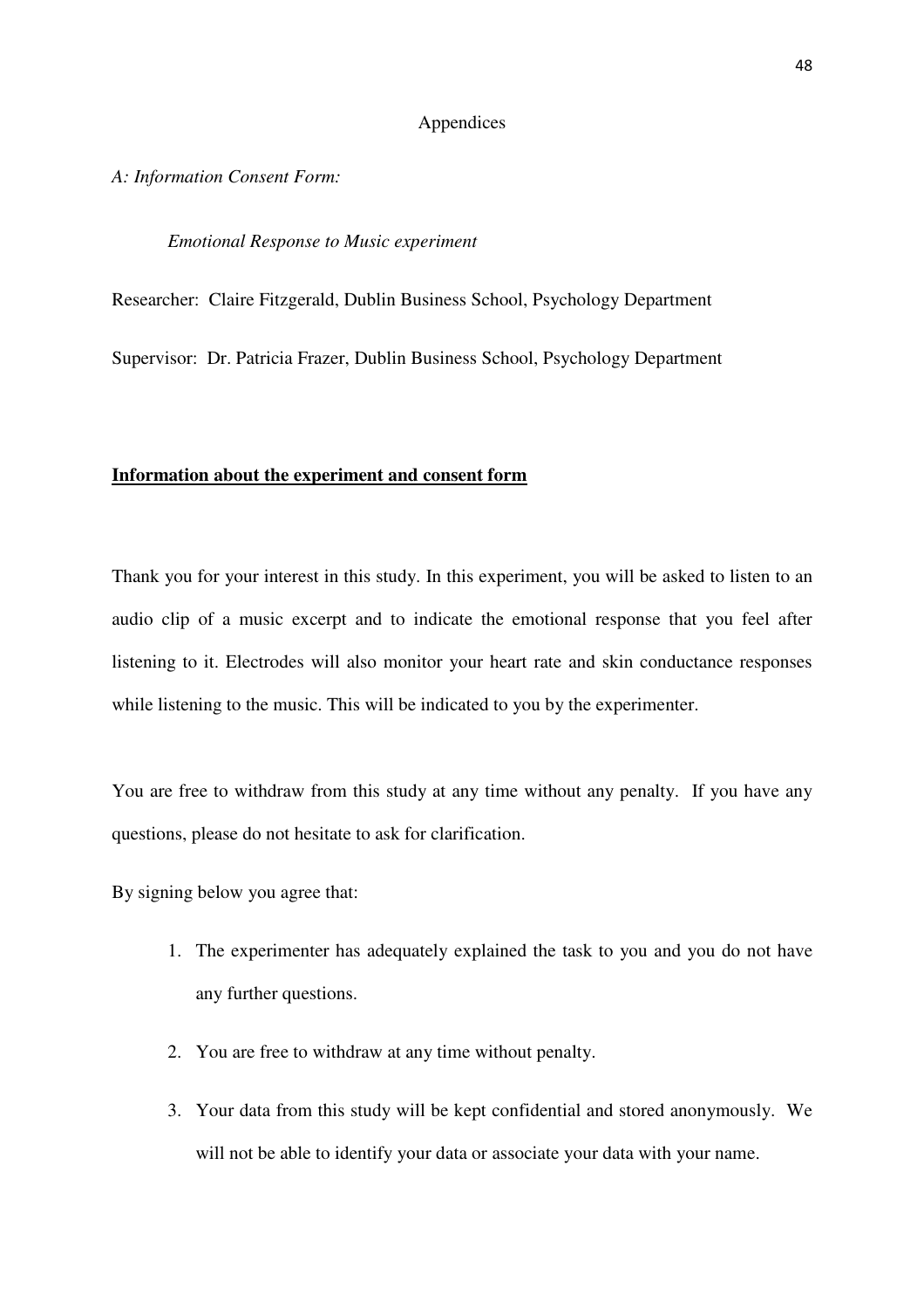# Appendices

*A: Information Consent Form:*

*Emotional Response to Music experiment*

Researcher: Claire Fitzgerald, Dublin Business School, Psychology Department

Supervisor: Dr. Patricia Frazer, Dublin Business School, Psychology Department

**<u>Information about the experiment and consent form</u>**

Thank you for your interest in this study. In this experiment, you will be asked to listen to an audio clip of a music excerpt and to indicate the emotional response that you feel after listening to it. Electrodes will also monitor your heart rate and skin conductance responses while listening to the music. This will be indicated to you by the experimenter.

You are free to withdraw from this study at any time without any penalty. If you have any questions, please do not hesitate to ask for clarification.

By signing below you agree that:

1. The experimenter has adequately explained the task to you and you do not have any further questions.
2. You are free to withdraw at any time without penalty.
3. Your data from this study will be kept confidential and stored anonymously. We will not be able to identify your data or associate your data with your name.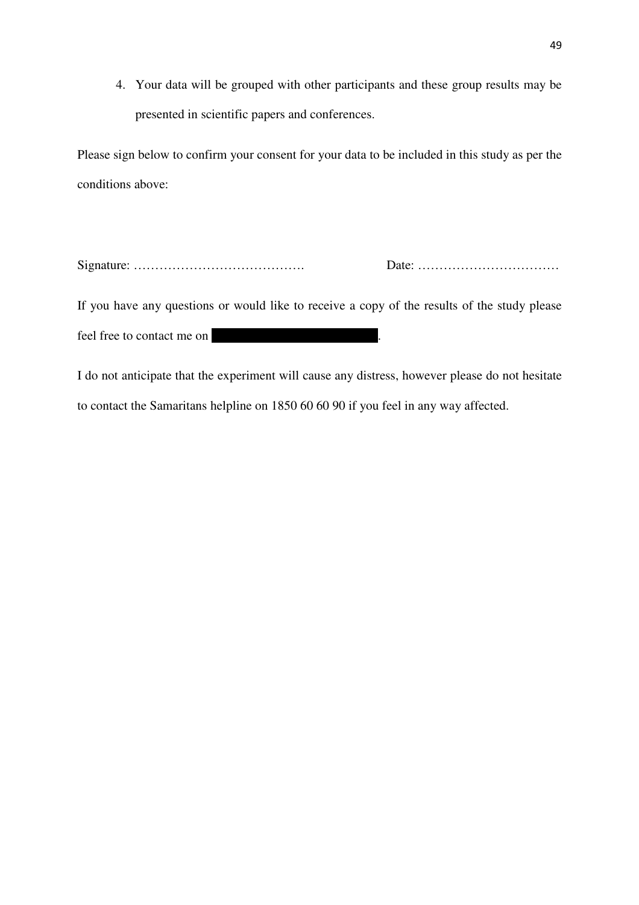4. Your data will be grouped with other participants and these group results may be presented in scientific papers and conferences.

Please sign below to confirm your consent for your data to be included in this study as per the conditions above:

Signature: …………………………………. Date: ……………………………

If you have any questions or would like to receive a copy of the results of the study please feel free to contact me on ████████████████.

I do not anticipate that the experiment will cause any distress, however please do not hesitate to contact the Samaritans helpline on 1850 60 60 90 if you feel in any way affected.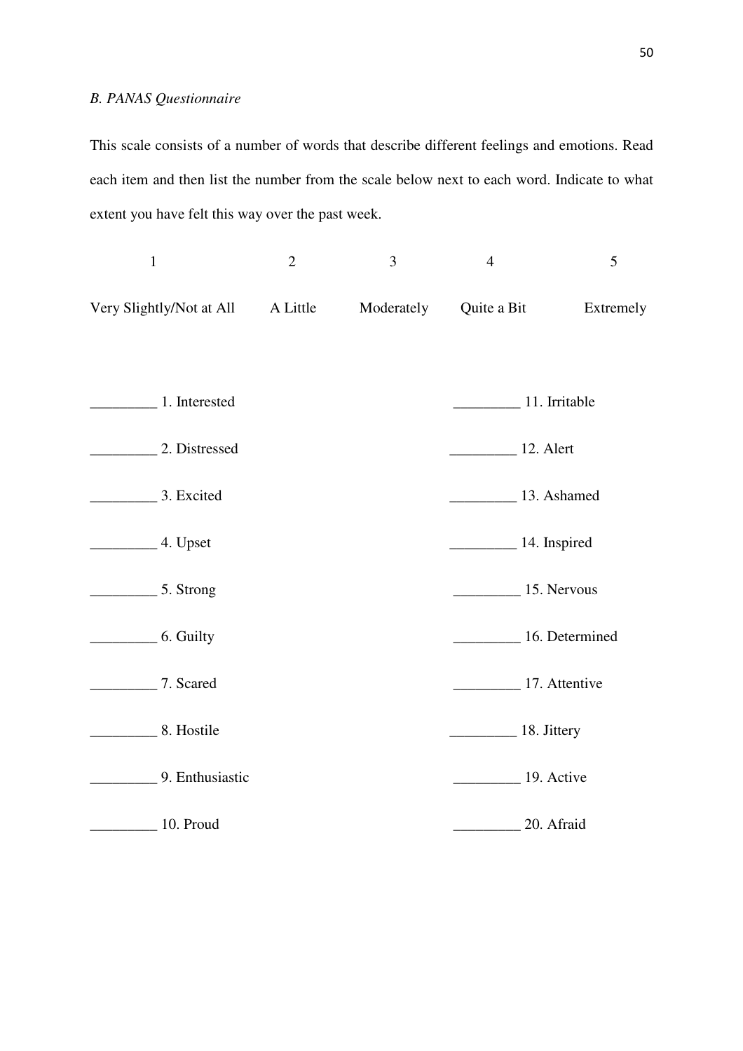*B. PANAS Questionnaire*

This scale consists of a number of words that describe different feelings and emotions. Read each item and then list the number from the scale below next to each word. Indicate to what extent you have felt this way over the past week.

| 1 | 2 | 3 | 4 | 5 |
|---|---|---|---|---|
| Very Slightly/Not at All | A Little | Moderately | Quite a Bit | Extremely |

_________ 1. Interested

_________ 2. Distressed

_________ 3. Excited

_________ 4. Upset

_________ 5. Strong

_________ 6. Guilty

_________ 7. Scared

_________ 8. Hostile

_________ 9. Enthusiastic

_________ 10. Proud

_________ 11. Irritable

_________ 12. Alert

_________ 13. Ashamed

_________ 14. Inspired

_________ 15. Nervous

_________ 16. Determined

_________ 17. Attentive

_________ 18. Jittery

_________ 19. Active

_________ 20. Afraid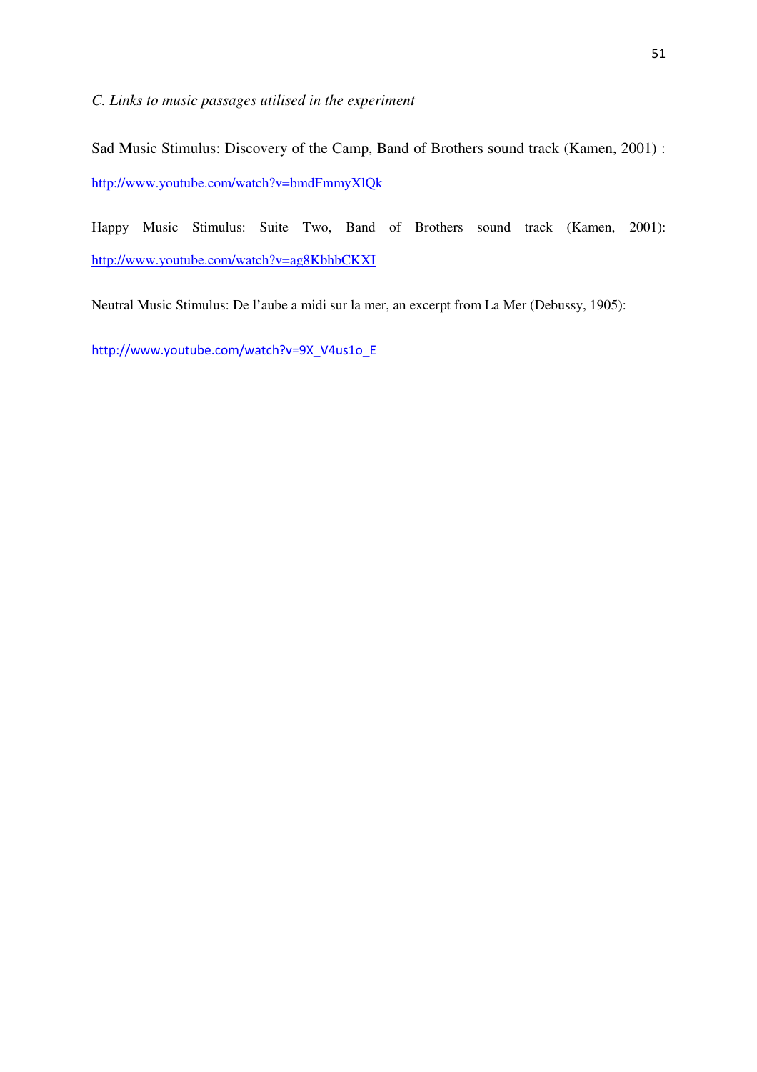*C. Links to music passages utilised in the experiment*

Sad Music Stimulus: Discovery of the Camp, Band of Brothers sound track (Kamen, 2001) :

http://www.youtube.com/watch?v=bmdFmmyXlQk

Happy Music Stimulus: Suite Two, Band of Brothers sound track (Kamen, 2001):

http://www.youtube.com/watch?v=ag8KbhbCKXI

Neutral Music Stimulus: De l'aube a midi sur la mer, an excerpt from La Mer (Debussy, 1905):

http://www.youtube.com/watch?v=9X_V4us1o_E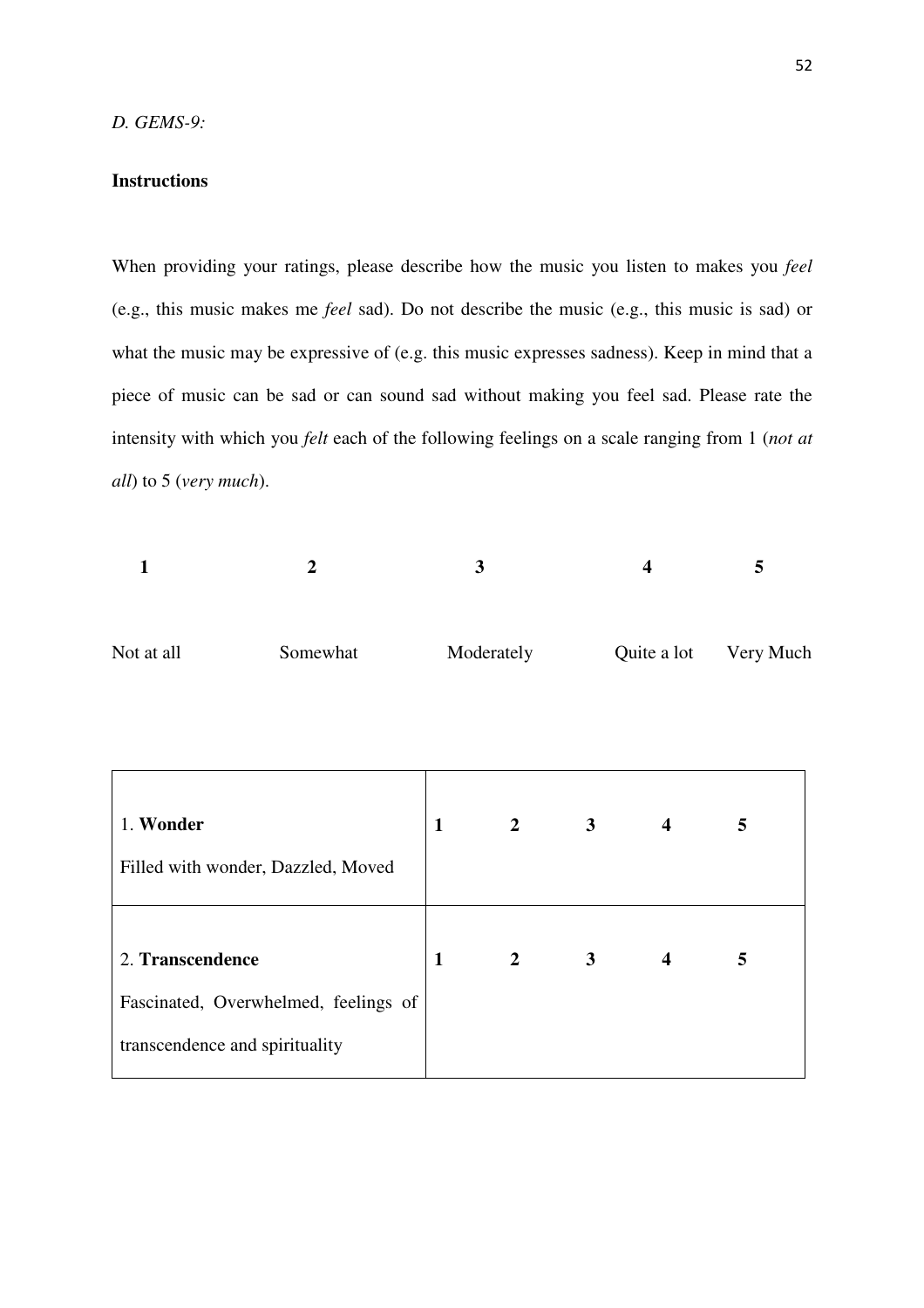*D. GEMS-9:*

**Instructions**

When providing your ratings, please describe how the music you listen to makes you *feel* (e.g., this music makes me *feel* sad). Do not describe the music (e.g., this music is sad) or what the music may be expressive of (e.g. this music expresses sadness). Keep in mind that a piece of music can be sad or can sound sad without making you feel sad. Please rate the intensity with which you *felt* each of the following feelings on a scale ranging from 1 (*not at all*) to 5 (*very much*).

| **1** | **2** | **3** | **4** | **5** |
|---|---|---|---|---|
| Not at all | Somewhat | Moderately | Quite a lot | Very Much |

| | | | | | |
|---|---|---|---|---|---|
| 1. **Wonder**<br>Filled with wonder, Dazzled, Moved | **1** | **2** | **3** | **4** | **5** |
| 2. **Transcendence**<br>Fascinated, Overwhelmed, feelings of transcendence and spirituality | **1** | **2** | **3** | **4** | **5** |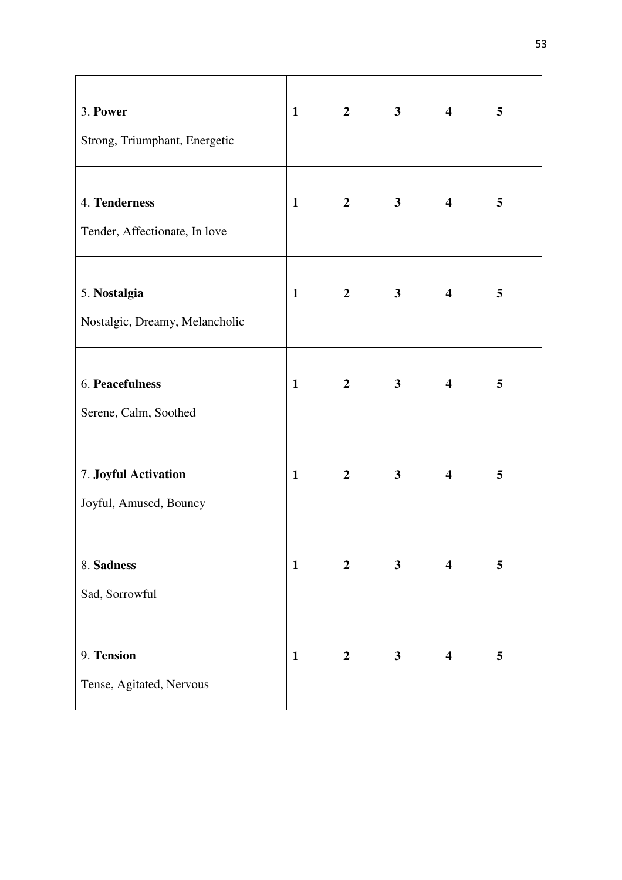| | | | | | |
|---|---|---|---|---|---|
| 3. **Power**<br>Strong, Triumphant, Energetic | **1** | **2** | **3** | **4** | **5** |
| 4. **Tenderness**<br>Tender, Affectionate, In love | **1** | **2** | **3** | **4** | **5** |
| 5. **Nostalgia**<br>Nostalgic, Dreamy, Melancholic | **1** | **2** | **3** | **4** | **5** |
| 6. **Peacefulness**<br>Serene, Calm, Soothed | **1** | **2** | **3** | **4** | **5** |
| 7. **Joyful Activation**<br>Joyful, Amused, Bouncy | **1** | **2** | **3** | **4** | **5** |
| 8. **Sadness**<br>Sad, Sorrowful | **1** | **2** | **3** | **4** | **5** |
| 9. **Tension**<br>Tense, Agitated, Nervous | **1** | **2** | **3** | **4** | **5** |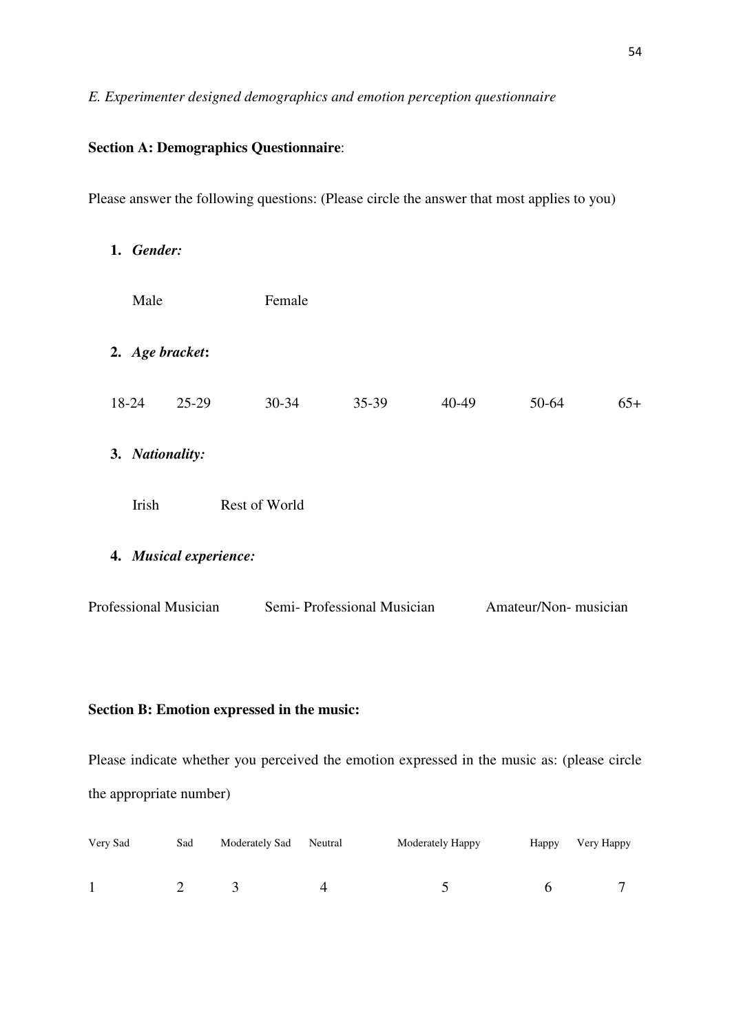*E. Experimenter designed demographics and emotion perception questionnaire*

**Section A: Demographics Questionnaire**:

Please answer the following questions: (Please circle the answer that most applies to you)

1. ***Gender:***

   Male Female

2. ***Age bracket*:**

   18-24 25-29 30-34 35-39 40-49 50-64 65+

3. ***Nationality:***

   Irish Rest of World

4. ***Musical experience:***

   Professional Musician Semi- Professional Musician Amateur/Non- musician

**Section B: Emotion expressed in the music:**

Please indicate whether you perceived the emotion expressed in the music as: (please circle the appropriate number)

| Very Sad | Sad | Moderately Sad | Neutral | Moderately Happy | Happy | Very Happy |
|---|---|---|---|---|---|---|
| 1 | 2 | 3 | 4 | 5 | 6 | 7 |